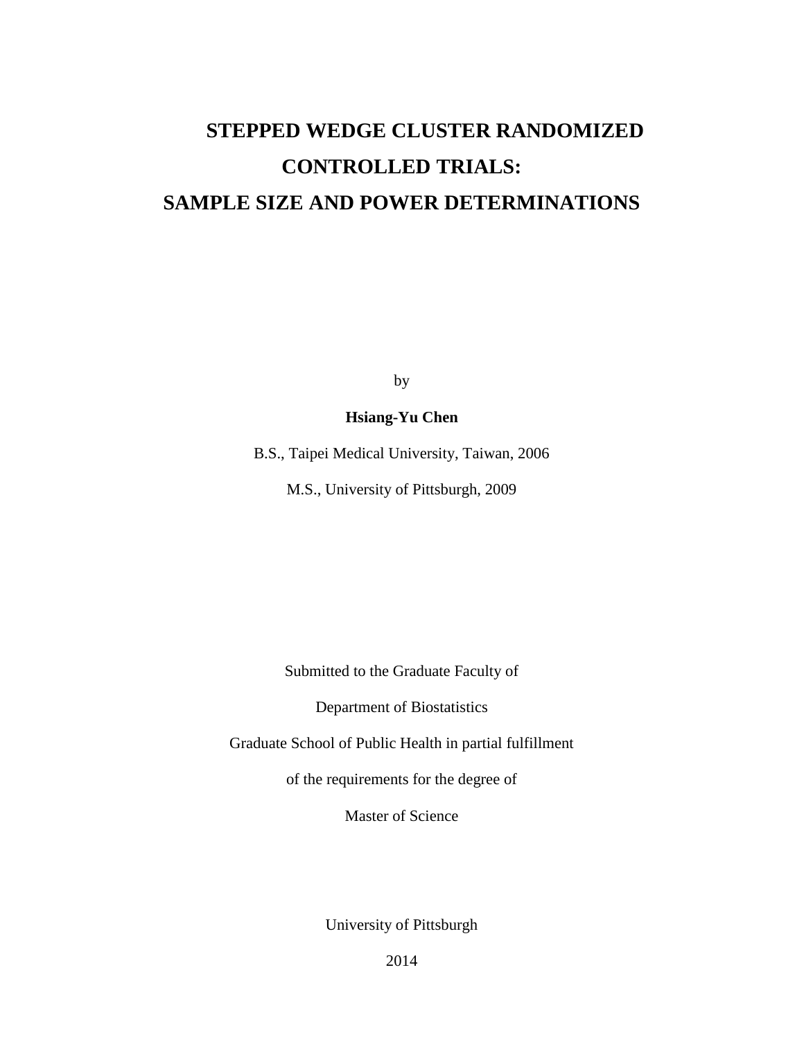# STEPPED WEDGE CLUSTER RANDOMIZED CONTROLLED TRIALS: SAMPLE SIZE AND POWER DETERMINATIONS

by

**Hsiang-Yu Chen**

B.S., Taipei Medical University, Taiwan, 2006

M.S., University of Pittsburgh, 2009

Submitted to the Graduate Faculty of

Department of Biostatistics

Graduate School of Public Health in partial fulfillment

of the requirements for the degree of

Master of Science

University of Pittsburgh

2014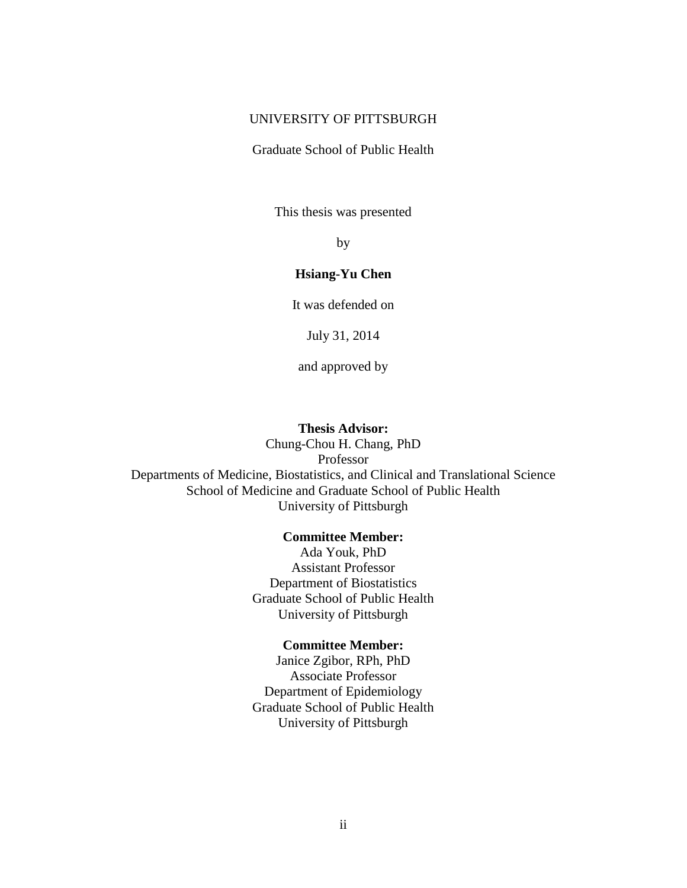UNIVERSITY OF PITTSBURGH

Graduate School of Public Health

This thesis was presented

by

**Hsiang-Yu Chen**

It was defended on

July 31, 2014

and approved by

**Thesis Advisor:**
Chung-Chou H. Chang, PhD
Professor
Departments of Medicine, Biostatistics, and Clinical and Translational Science
School of Medicine and Graduate School of Public Health
University of Pittsburgh

**Committee Member:**
Ada Youk, PhD
Assistant Professor
Department of Biostatistics
Graduate School of Public Health
University of Pittsburgh

**Committee Member:**
Janice Zgibor, RPh, PhD
Associate Professor
Department of Epidemiology
Graduate School of Public Health
University of Pittsburgh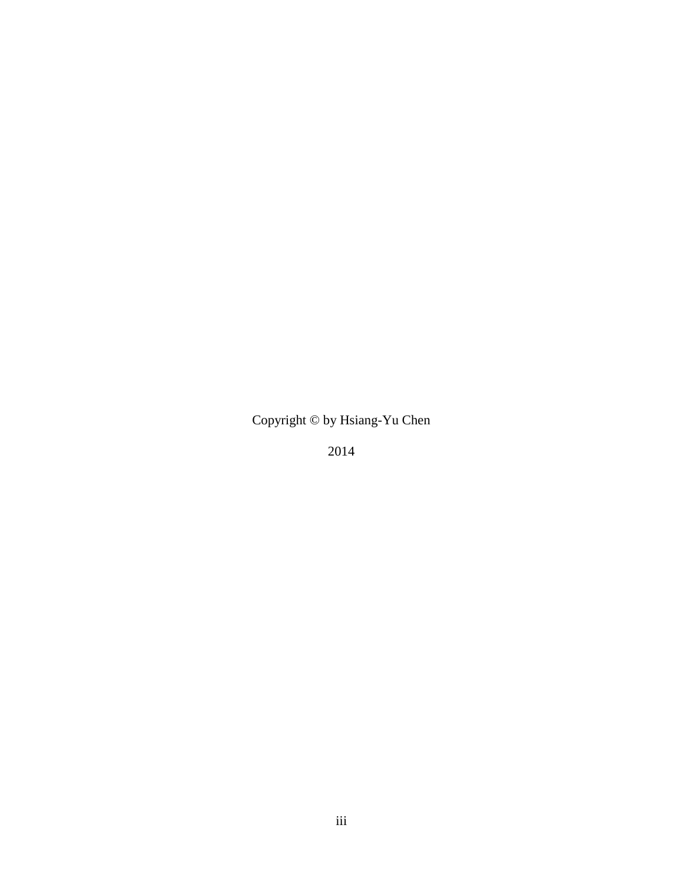Copyright © by Hsiang-Yu Chen

2014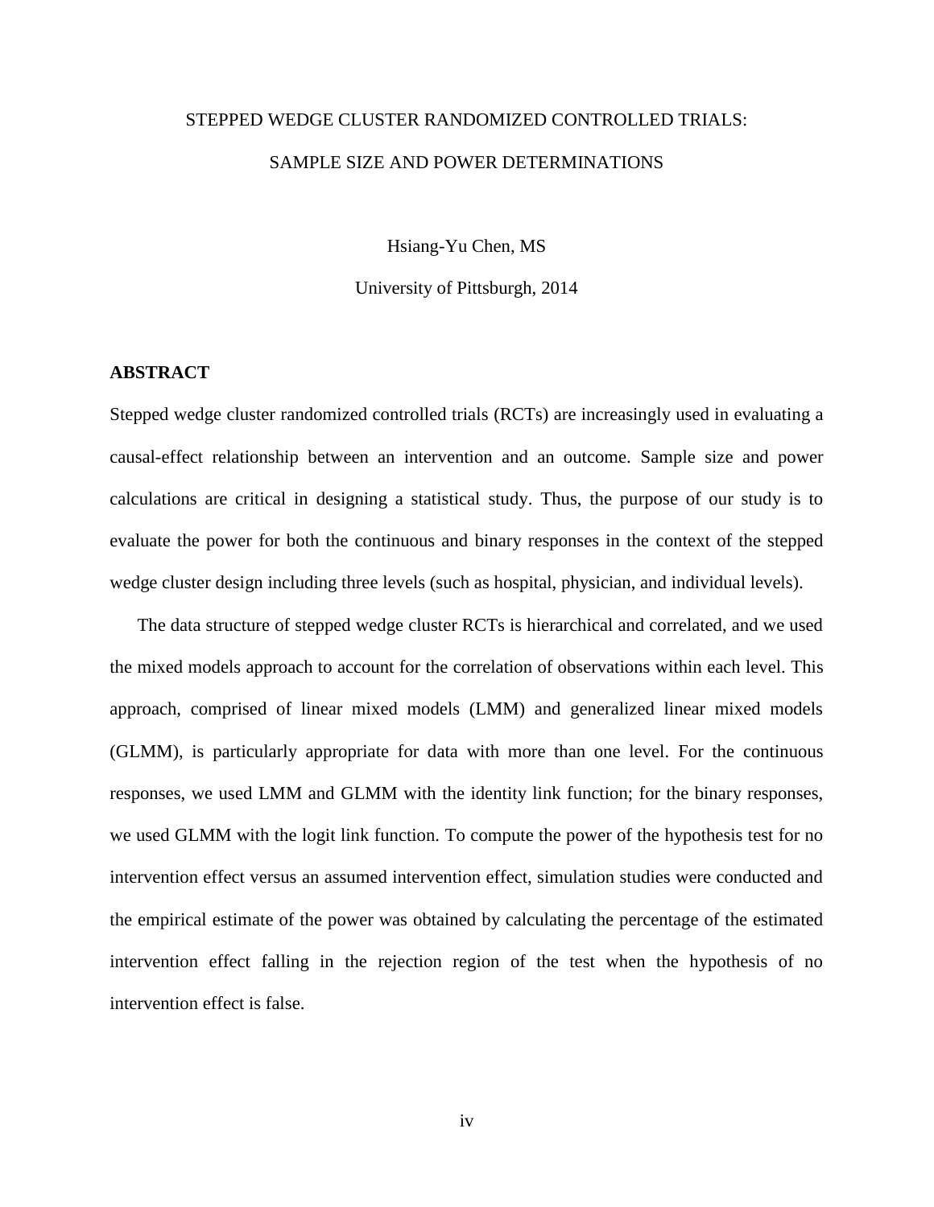STEPPED WEDGE CLUSTER RANDOMIZED CONTROLLED TRIALS:

SAMPLE SIZE AND POWER DETERMINATIONS

Hsiang-Yu Chen, MS

University of Pittsburgh, 2014

**ABSTRACT**

Stepped wedge cluster randomized controlled trials (RCTs) are increasingly used in evaluating a causal-effect relationship between an intervention and an outcome. Sample size and power calculations are critical in designing a statistical study. Thus, the purpose of our study is to evaluate the power for both the continuous and binary responses in the context of the stepped wedge cluster design including three levels (such as hospital, physician, and individual levels).

The data structure of stepped wedge cluster RCTs is hierarchical and correlated, and we used the mixed models approach to account for the correlation of observations within each level. This approach, comprised of linear mixed models (LMM) and generalized linear mixed models (GLMM), is particularly appropriate for data with more than one level. For the continuous responses, we used LMM and GLMM with the identity link function; for the binary responses, we used GLMM with the logit link function. To compute the power of the hypothesis test for no intervention effect versus an assumed intervention effect, simulation studies were conducted and the empirical estimate of the power was obtained by calculating the percentage of the estimated intervention effect falling in the rejection region of the test when the hypothesis of no intervention effect is false.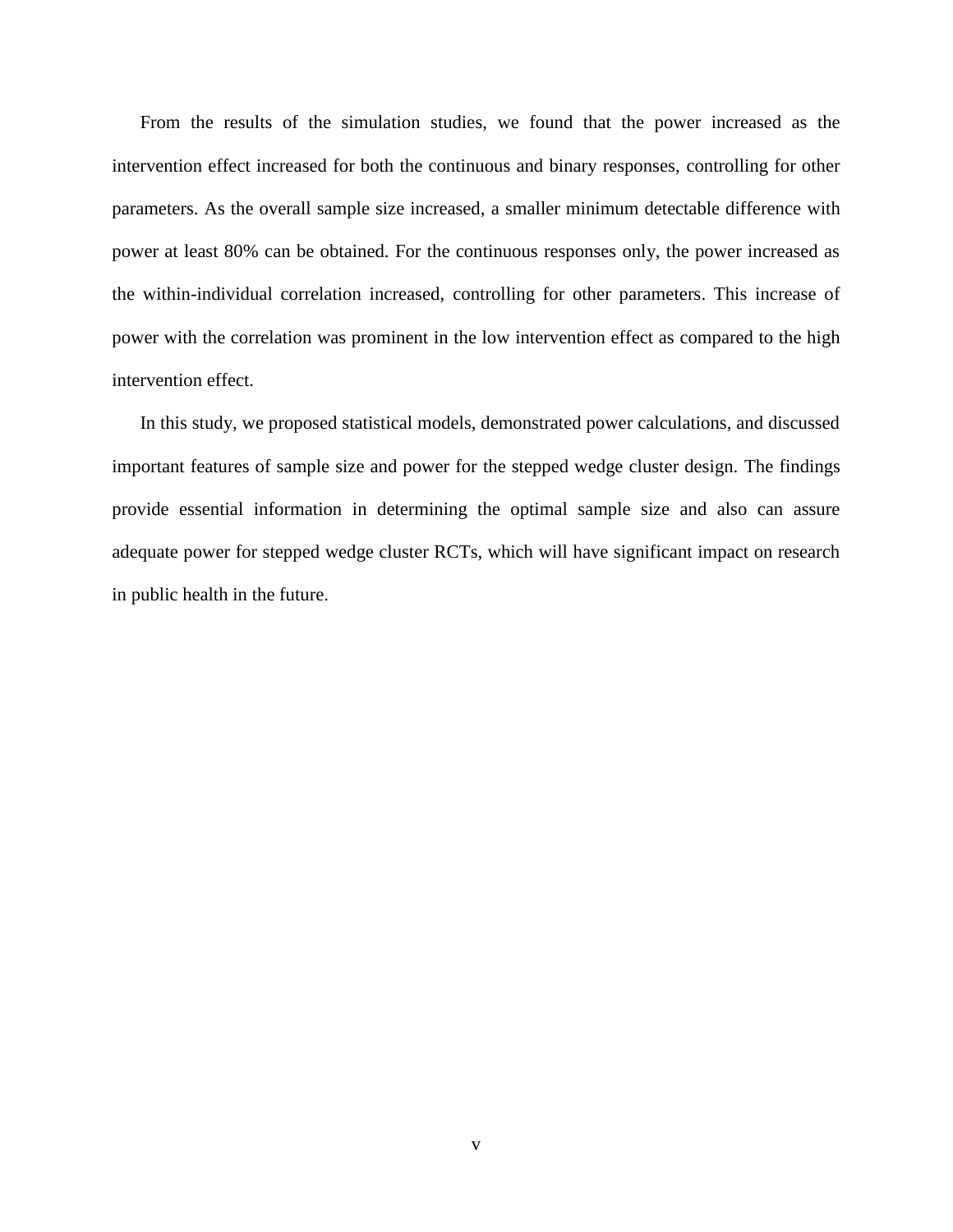From the results of the simulation studies, we found that the power increased as the intervention effect increased for both the continuous and binary responses, controlling for other parameters. As the overall sample size increased, a smaller minimum detectable difference with power at least 80% can be obtained. For the continuous responses only, the power increased as the within-individual correlation increased, controlling for other parameters. This increase of power with the correlation was prominent in the low intervention effect as compared to the high intervention effect.

In this study, we proposed statistical models, demonstrated power calculations, and discussed important features of sample size and power for the stepped wedge cluster design. The findings provide essential information in determining the optimal sample size and also can assure adequate power for stepped wedge cluster RCTs, which will have significant impact on research in public health in the future.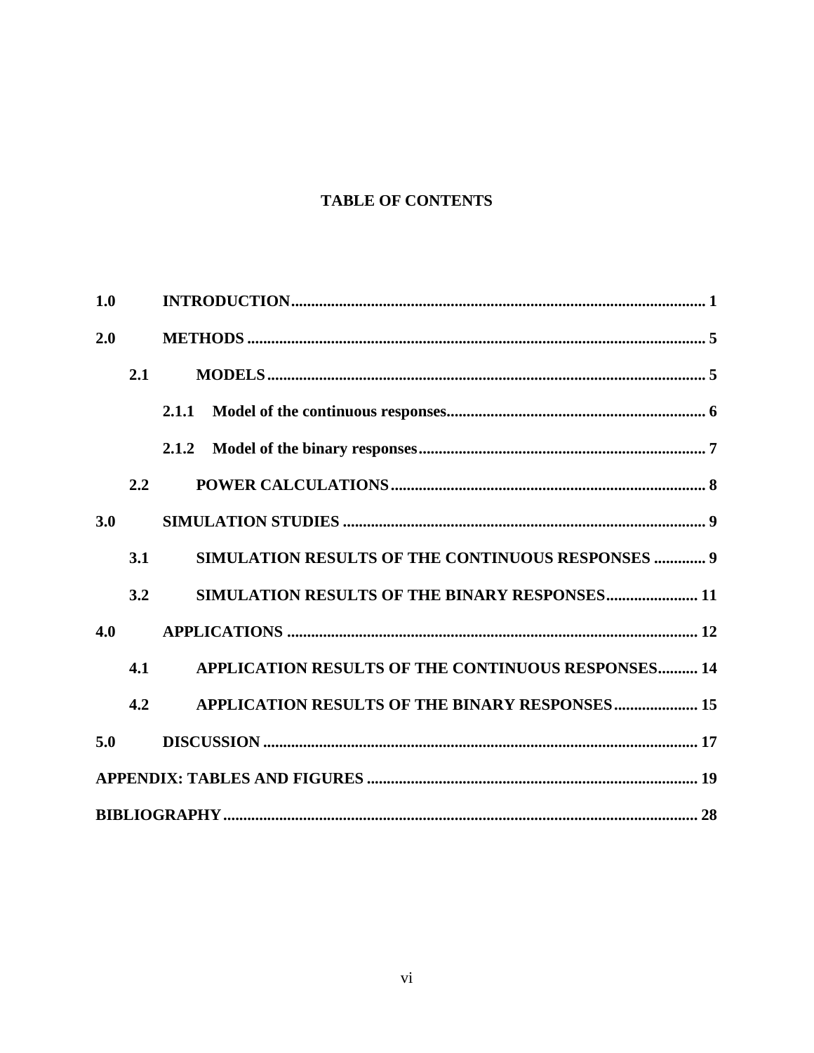# TABLE OF CONTENTS

**1.0 INTRODUCTION ... 1**

**2.0 METHODS ... 5**

- **2.1 MODELS ... 5**
  - **2.1.1 Model of the continuous responses ... 6**
  - **2.1.2 Model of the binary responses ... 7**
- **2.2 POWER CALCULATIONS ... 8**

**3.0 SIMULATION STUDIES ... 9**

- **3.1 SIMULATION RESULTS OF THE CONTINUOUS RESPONSES ... 9**
- **3.2 SIMULATION RESULTS OF THE BINARY RESPONSES ... 11**

**4.0 APPLICATIONS ... 12**

- **4.1 APPLICATION RESULTS OF THE CONTINUOUS RESPONSES ... 14**
- **4.2 APPLICATION RESULTS OF THE BINARY RESPONSES ... 15**

**5.0 DISCUSSION ... 17**

**APPENDIX: TABLES AND FIGURES ... 19**

**BIBLIOGRAPHY ... 28**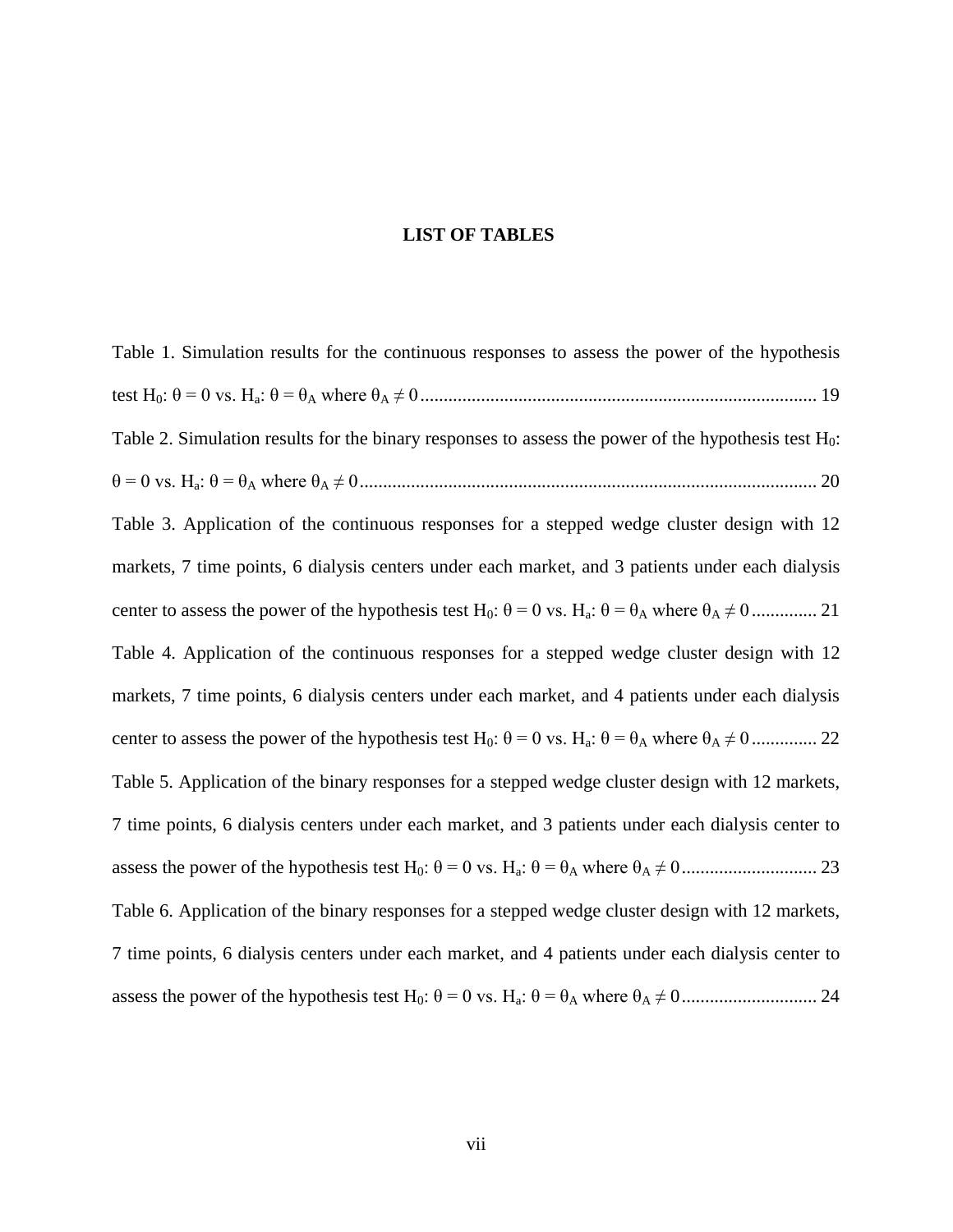## LIST OF TABLES

Table 1. Simulation results for the continuous responses to assess the power of the hypothesis test $H_0$: $\theta = 0$ vs. $H_a$: $\theta = \theta_A$ where $\theta_A \neq 0$ .................................................................................... 19

Table 2. Simulation results for the binary responses to assess the power of the hypothesis test $H_0$: $\theta = 0$ vs. $H_a$: $\theta = \theta_A$ where $\theta_A \neq 0$ .................................................................................................. 20

Table 3. Application of the continuous responses for a stepped wedge cluster design with 12 markets, 7 time points, 6 dialysis centers under each market, and 3 patients under each dialysis center to assess the power of the hypothesis test $H_0$: $\theta = 0$ vs. $H_a$: $\theta = \theta_A$ where $\theta_A \neq 0$ .............. 21

Table 4. Application of the continuous responses for a stepped wedge cluster design with 12 markets, 7 time points, 6 dialysis centers under each market, and 4 patients under each dialysis center to assess the power of the hypothesis test $H_0$: $\theta = 0$ vs. $H_a$: $\theta = \theta_A$ where $\theta_A \neq 0$ .............. 22

Table 5. Application of the binary responses for a stepped wedge cluster design with 12 markets, 7 time points, 6 dialysis centers under each market, and 3 patients under each dialysis center to assess the power of the hypothesis test $H_0$: $\theta = 0$ vs. $H_a$: $\theta = \theta_A$ where $\theta_A \neq 0$ ............................. 23

Table 6. Application of the binary responses for a stepped wedge cluster design with 12 markets, 7 time points, 6 dialysis centers under each market, and 4 patients under each dialysis center to assess the power of the hypothesis test $H_0$: $\theta = 0$ vs. $H_a$: $\theta = \theta_A$ where $\theta_A \neq 0$ ............................. 24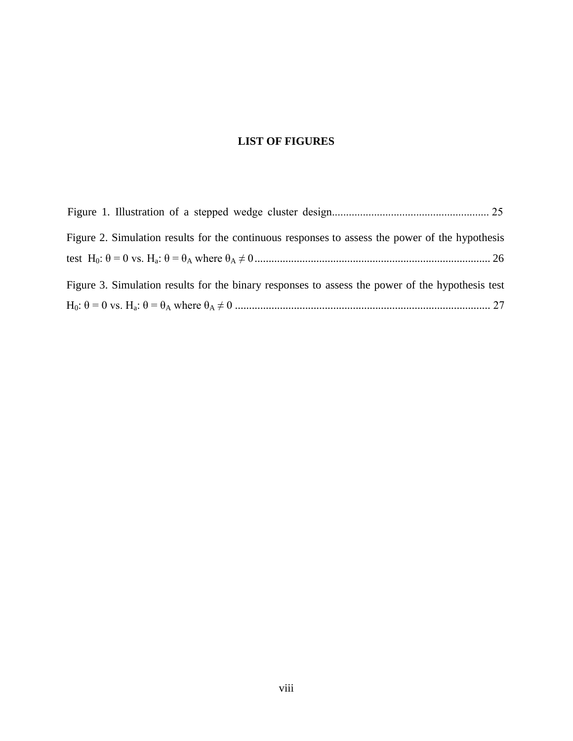# LIST OF FIGURES

Figure 1. Illustration of a stepped wedge cluster design....................................................... 25

Figure 2. Simulation results for the continuous responses to assess the power of the hypothesis test $H_0$: $\theta = 0$ vs. $H_a$: $\theta = \theta_A$ where $\theta_A \neq 0$.................................................................................... 26

Figure 3. Simulation results for the binary responses to assess the power of the hypothesis test $H_0$: $\theta = 0$ vs. $H_a$: $\theta = \theta_A$ where $\theta_A \neq 0$ .......................................................................................... 27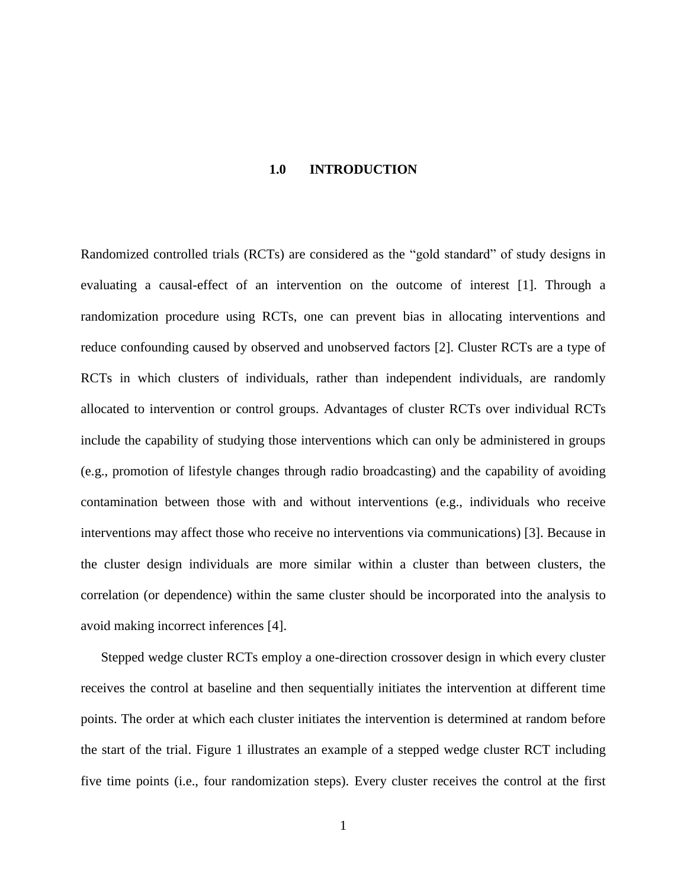# 1.0 INTRODUCTION

Randomized controlled trials (RCTs) are considered as the "gold standard" of study designs in evaluating a causal-effect of an intervention on the outcome of interest [1]. Through a randomization procedure using RCTs, one can prevent bias in allocating interventions and reduce confounding caused by observed and unobserved factors [2]. Cluster RCTs are a type of RCTs in which clusters of individuals, rather than independent individuals, are randomly allocated to intervention or control groups. Advantages of cluster RCTs over individual RCTs include the capability of studying those interventions which can only be administered in groups (e.g., promotion of lifestyle changes through radio broadcasting) and the capability of avoiding contamination between those with and without interventions (e.g., individuals who receive interventions may affect those who receive no interventions via communications) [3]. Because in the cluster design individuals are more similar within a cluster than between clusters, the correlation (or dependence) within the same cluster should be incorporated into the analysis to avoid making incorrect inferences [4].

Stepped wedge cluster RCTs employ a one-direction crossover design in which every cluster receives the control at baseline and then sequentially initiates the intervention at different time points. The order at which each cluster initiates the intervention is determined at random before the start of the trial. Figure 1 illustrates an example of a stepped wedge cluster RCT including five time points (i.e., four randomization steps). Every cluster receives the control at the first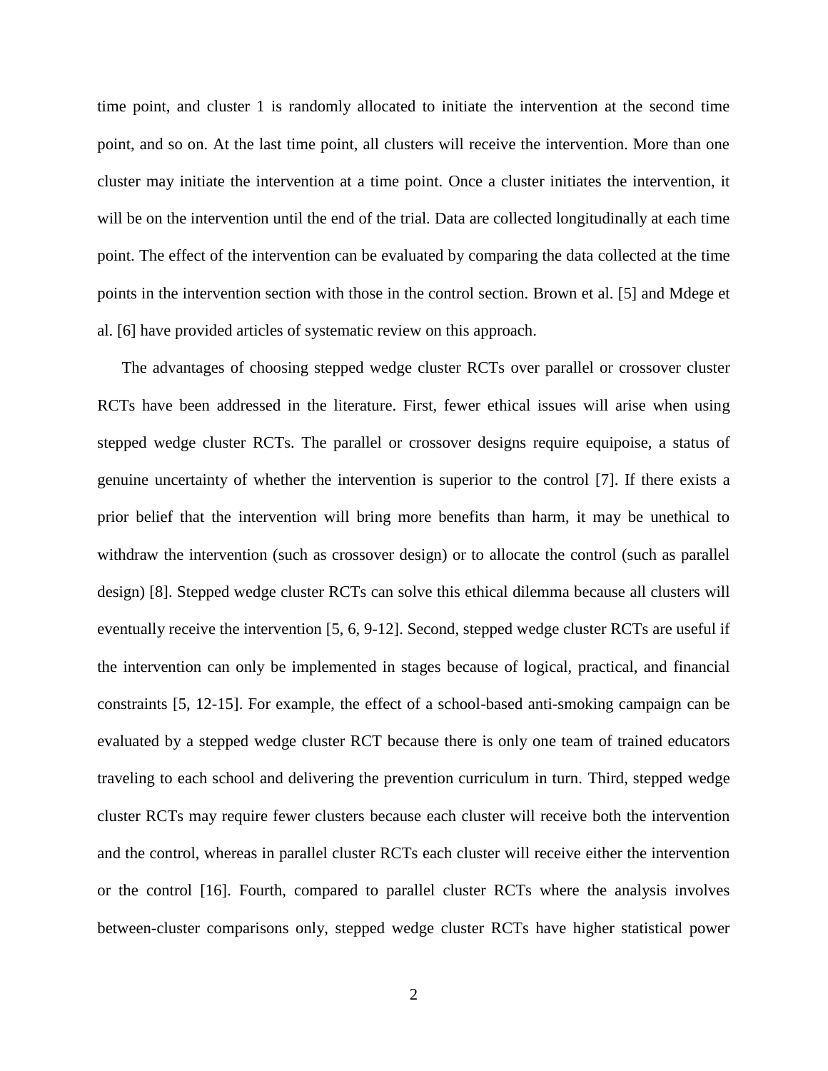time point, and cluster 1 is randomly allocated to initiate the intervention at the second time point, and so on. At the last time point, all clusters will receive the intervention. More than one cluster may initiate the intervention at a time point. Once a cluster initiates the intervention, it will be on the intervention until the end of the trial. Data are collected longitudinally at each time point. The effect of the intervention can be evaluated by comparing the data collected at the time points in the intervention section with those in the control section. Brown et al. [5] and Mdege et al. [6] have provided articles of systematic review on this approach.

The advantages of choosing stepped wedge cluster RCTs over parallel or crossover cluster RCTs have been addressed in the literature. First, fewer ethical issues will arise when using stepped wedge cluster RCTs. The parallel or crossover designs require equipoise, a status of genuine uncertainty of whether the intervention is superior to the control [7]. If there exists a prior belief that the intervention will bring more benefits than harm, it may be unethical to withdraw the intervention (such as crossover design) or to allocate the control (such as parallel design) [8]. Stepped wedge cluster RCTs can solve this ethical dilemma because all clusters will eventually receive the intervention [5, 6, 9-12]. Second, stepped wedge cluster RCTs are useful if the intervention can only be implemented in stages because of logical, practical, and financial constraints [5, 12-15]. For example, the effect of a school-based anti-smoking campaign can be evaluated by a stepped wedge cluster RCT because there is only one team of trained educators traveling to each school and delivering the prevention curriculum in turn. Third, stepped wedge cluster RCTs may require fewer clusters because each cluster will receive both the intervention and the control, whereas in parallel cluster RCTs each cluster will receive either the intervention or the control [16]. Fourth, compared to parallel cluster RCTs where the analysis involves between-cluster comparisons only, stepped wedge cluster RCTs have higher statistical power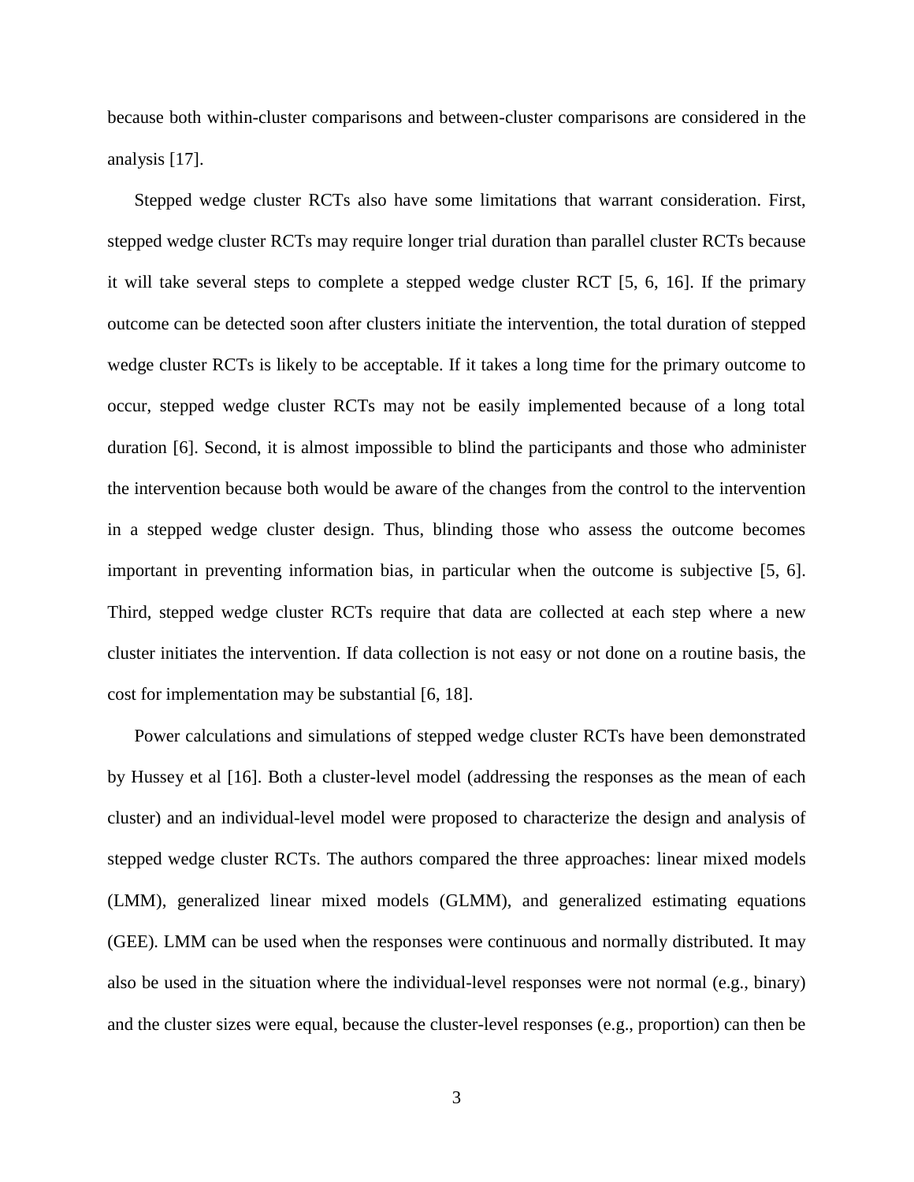because both within-cluster comparisons and between-cluster comparisons are considered in the analysis [17].

Stepped wedge cluster RCTs also have some limitations that warrant consideration. First, stepped wedge cluster RCTs may require longer trial duration than parallel cluster RCTs because it will take several steps to complete a stepped wedge cluster RCT [5, 6, 16]. If the primary outcome can be detected soon after clusters initiate the intervention, the total duration of stepped wedge cluster RCTs is likely to be acceptable. If it takes a long time for the primary outcome to occur, stepped wedge cluster RCTs may not be easily implemented because of a long total duration [6]. Second, it is almost impossible to blind the participants and those who administer the intervention because both would be aware of the changes from the control to the intervention in a stepped wedge cluster design. Thus, blinding those who assess the outcome becomes important in preventing information bias, in particular when the outcome is subjective [5, 6]. Third, stepped wedge cluster RCTs require that data are collected at each step where a new cluster initiates the intervention. If data collection is not easy or not done on a routine basis, the cost for implementation may be substantial [6, 18].

Power calculations and simulations of stepped wedge cluster RCTs have been demonstrated by Hussey et al [16]. Both a cluster-level model (addressing the responses as the mean of each cluster) and an individual-level model were proposed to characterize the design and analysis of stepped wedge cluster RCTs. The authors compared the three approaches: linear mixed models (LMM), generalized linear mixed models (GLMM), and generalized estimating equations (GEE). LMM can be used when the responses were continuous and normally distributed. It may also be used in the situation where the individual-level responses were not normal (e.g., binary) and the cluster sizes were equal, because the cluster-level responses (e.g., proportion) can then be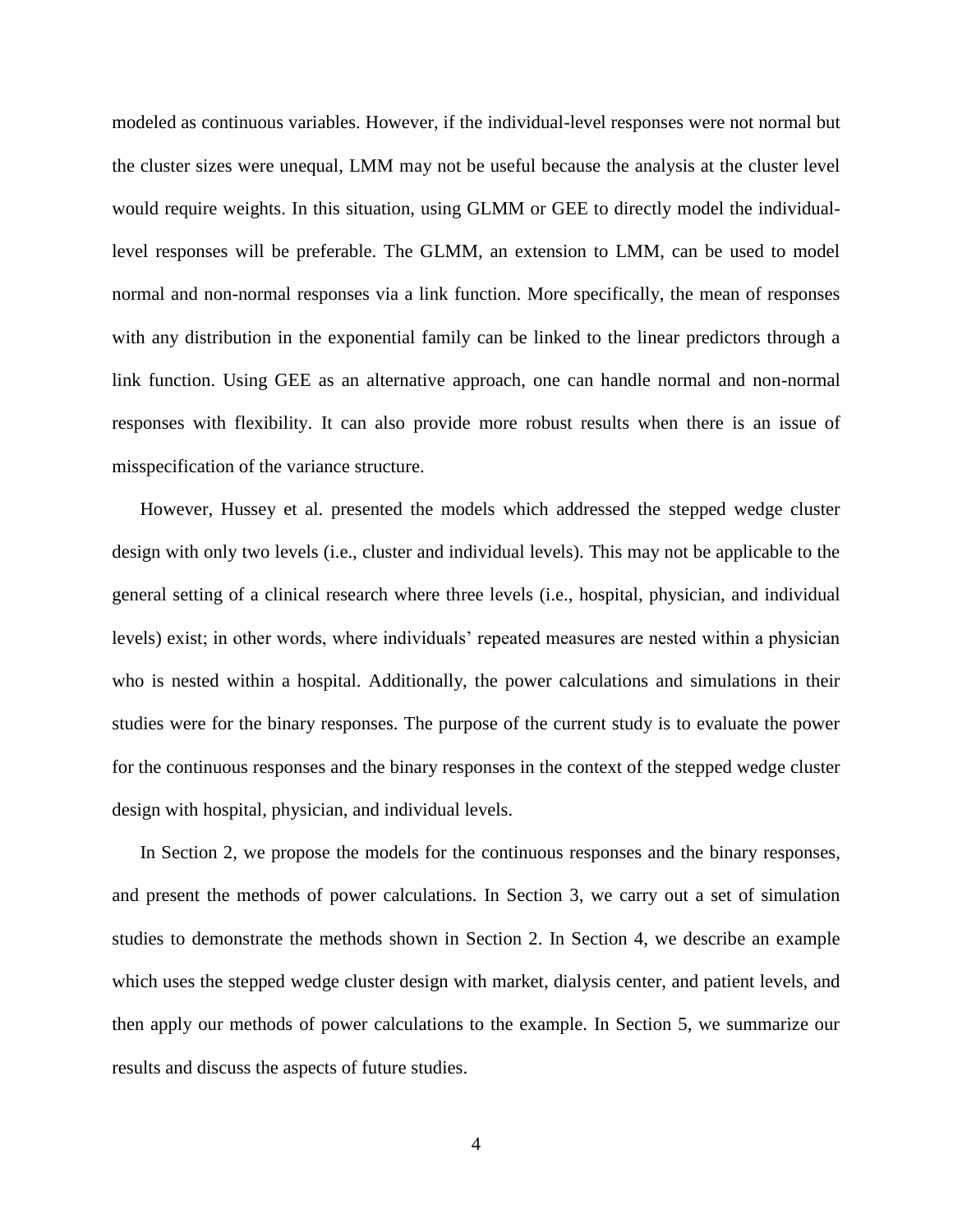modeled as continuous variables. However, if the individual-level responses were not normal but the cluster sizes were unequal, LMM may not be useful because the analysis at the cluster level would require weights. In this situation, using GLMM or GEE to directly model the individual-level responses will be preferable. The GLMM, an extension to LMM, can be used to model normal and non-normal responses via a link function. More specifically, the mean of responses with any distribution in the exponential family can be linked to the linear predictors through a link function. Using GEE as an alternative approach, one can handle normal and non-normal responses with flexibility. It can also provide more robust results when there is an issue of misspecification of the variance structure.

However, Hussey et al. presented the models which addressed the stepped wedge cluster design with only two levels (i.e., cluster and individual levels). This may not be applicable to the general setting of a clinical research where three levels (i.e., hospital, physician, and individual levels) exist; in other words, where individuals' repeated measures are nested within a physician who is nested within a hospital. Additionally, the power calculations and simulations in their studies were for the binary responses. The purpose of the current study is to evaluate the power for the continuous responses and the binary responses in the context of the stepped wedge cluster design with hospital, physician, and individual levels.

In Section 2, we propose the models for the continuous responses and the binary responses, and present the methods of power calculations. In Section 3, we carry out a set of simulation studies to demonstrate the methods shown in Section 2. In Section 4, we describe an example which uses the stepped wedge cluster design with market, dialysis center, and patient levels, and then apply our methods of power calculations to the example. In Section 5, we summarize our results and discuss the aspects of future studies.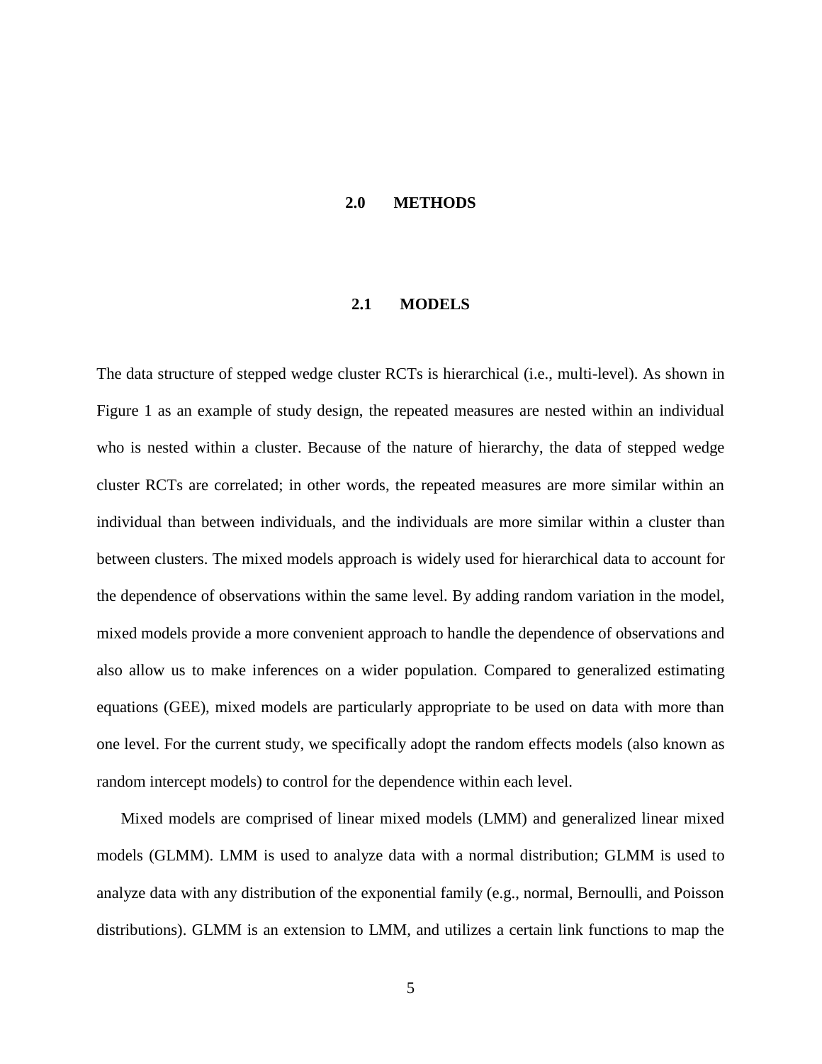# 2.0 METHODS

## 2.1 MODELS

The data structure of stepped wedge cluster RCTs is hierarchical (i.e., multi-level). As shown in Figure 1 as an example of study design, the repeated measures are nested within an individual who is nested within a cluster. Because of the nature of hierarchy, the data of stepped wedge cluster RCTs are correlated; in other words, the repeated measures are more similar within an individual than between individuals, and the individuals are more similar within a cluster than between clusters. The mixed models approach is widely used for hierarchical data to account for the dependence of observations within the same level. By adding random variation in the model, mixed models provide a more convenient approach to handle the dependence of observations and also allow us to make inferences on a wider population. Compared to generalized estimating equations (GEE), mixed models are particularly appropriate to be used on data with more than one level. For the current study, we specifically adopt the random effects models (also known as random intercept models) to control for the dependence within each level.

Mixed models are comprised of linear mixed models (LMM) and generalized linear mixed models (GLMM). LMM is used to analyze data with a normal distribution; GLMM is used to analyze data with any distribution of the exponential family (e.g., normal, Bernoulli, and Poisson distributions). GLMM is an extension to LMM, and utilizes a certain link functions to map the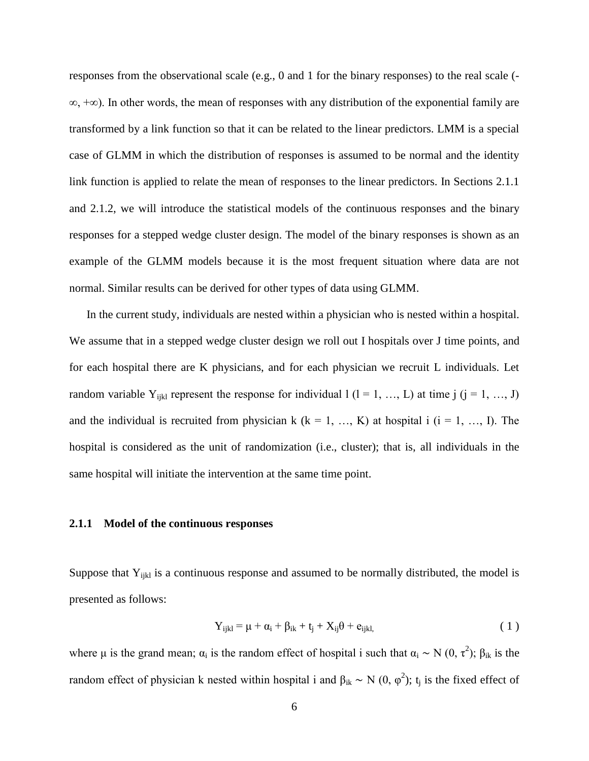responses from the observational scale (e.g., 0 and 1 for the binary responses) to the real scale ($-\infty$, $+\infty$). In other words, the mean of responses with any distribution of the exponential family are transformed by a link function so that it can be related to the linear predictors. LMM is a special case of GLMM in which the distribution of responses is assumed to be normal and the identity link function is applied to relate the mean of responses to the linear predictors. In Sections 2.1.1 and 2.1.2, we will introduce the statistical models of the continuous responses and the binary responses for a stepped wedge cluster design. The model of the binary responses is shown as an example of the GLMM models because it is the most frequent situation where data are not normal. Similar results can be derived for other types of data using GLMM.

In the current study, individuals are nested within a physician who is nested within a hospital. We assume that in a stepped wedge cluster design we roll out I hospitals over J time points, and for each hospital there are K physicians, and for each physician we recruit L individuals. Let random variable $Y_{ijkl}$ represent the response for individual l ($l = 1, \ldots, L$) at time j ($j = 1, \ldots, J$) and the individual is recruited from physician k ($k = 1, \ldots, K$) at hospital i ($i = 1, \ldots, I$). The hospital is considered as the unit of randomization (i.e., cluster); that is, all individuals in the same hospital will initiate the intervention at the same time point.

### 2.1.1 Model of the continuous responses

Suppose that $Y_{ijkl}$ is a continuous response and assumed to be normally distributed, the model is presented as follows:

$$Y_{ijkl} = \mu + \alpha_i + \beta_{ik} + t_j + X_{ij}\theta + e_{ijkl}, \quad (1)$$

where $\mu$ is the grand mean; $\alpha_i$ is the random effect of hospital i such that $\alpha_i \sim N(0, \tau^2)$; $\beta_{ik}$ is the random effect of physician k nested within hospital i and $\beta_{ik} \sim N(0, \varphi^2)$; $t_j$ is the fixed effect of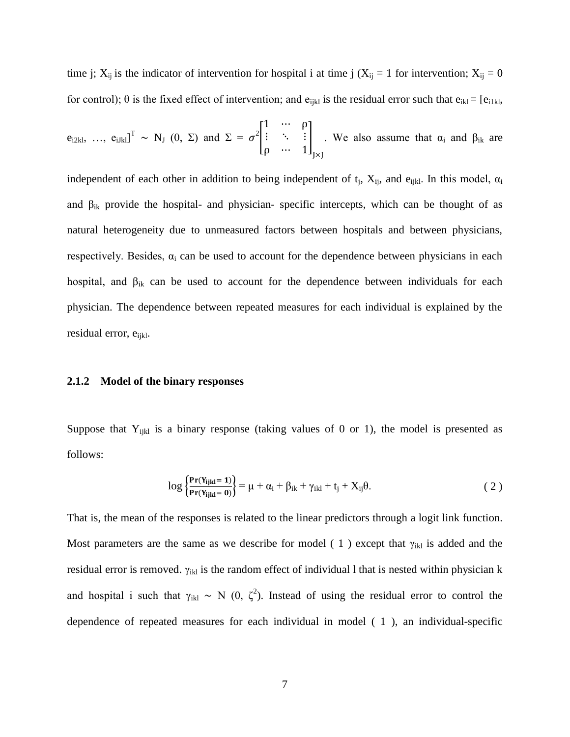time j; $X_{ij}$ is the indicator of intervention for hospital i at time j ($X_{ij}$ = 1 for intervention; $X_{ij}$ = 0 for control); θ is the fixed effect of intervention; and $e_{ijkl}$ is the residual error such that $e_{ikl} = [e_{i1kl}, e_{i2kl}, \ldots, e_{iJkl}]^T \sim N_J(0, \Sigma)$ and $\Sigma = \sigma^2 \begin{bmatrix} 1 & \cdots & \rho \\ \vdots & \ddots & \vdots \\ \rho & \cdots & 1 \end{bmatrix}_{J \times J}$. We also assume that $\alpha_i$ and $\beta_{ik}$ are independent of each other in addition to being independent of $t_j$, $X_{ij}$, and $e_{ijkl}$. In this model, $\alpha_i$ and $\beta_{ik}$ provide the hospital- and physician- specific intercepts, which can be thought of as natural heterogeneity due to unmeasured factors between hospitals and between physicians, respectively. Besides, $\alpha_i$ can be used to account for the dependence between physicians in each hospital, and $\beta_{ik}$ can be used to account for the dependence between individuals for each physician. The dependence between repeated measures for each individual is explained by the residual error, $e_{ijkl}$.

### 2.1.2 Model of the binary responses

Suppose that $Y_{ijkl}$ is a binary response (taking values of 0 or 1), the model is presented as follows:

$$\log\left\{\frac{\Pr(Y_{ijkl} = 1)}{\Pr(Y_{ijkl} = 0)}\right\} = \mu + \alpha_i + \beta_{ik} + \gamma_{ikl} + t_j + X_{ij}\theta. \tag{2}$$

That is, the mean of the responses is related to the linear predictors through a logit link function. Most parameters are the same as we describe for model ( 1 ) except that $\gamma_{ikl}$ is added and the residual error is removed. $\gamma_{ikl}$ is the random effect of individual l that is nested within physician k and hospital i such that $\gamma_{ikl} \sim N(0, \zeta^2)$. Instead of using the residual error to control the dependence of repeated measures for each individual in model ( 1 ), an individual-specific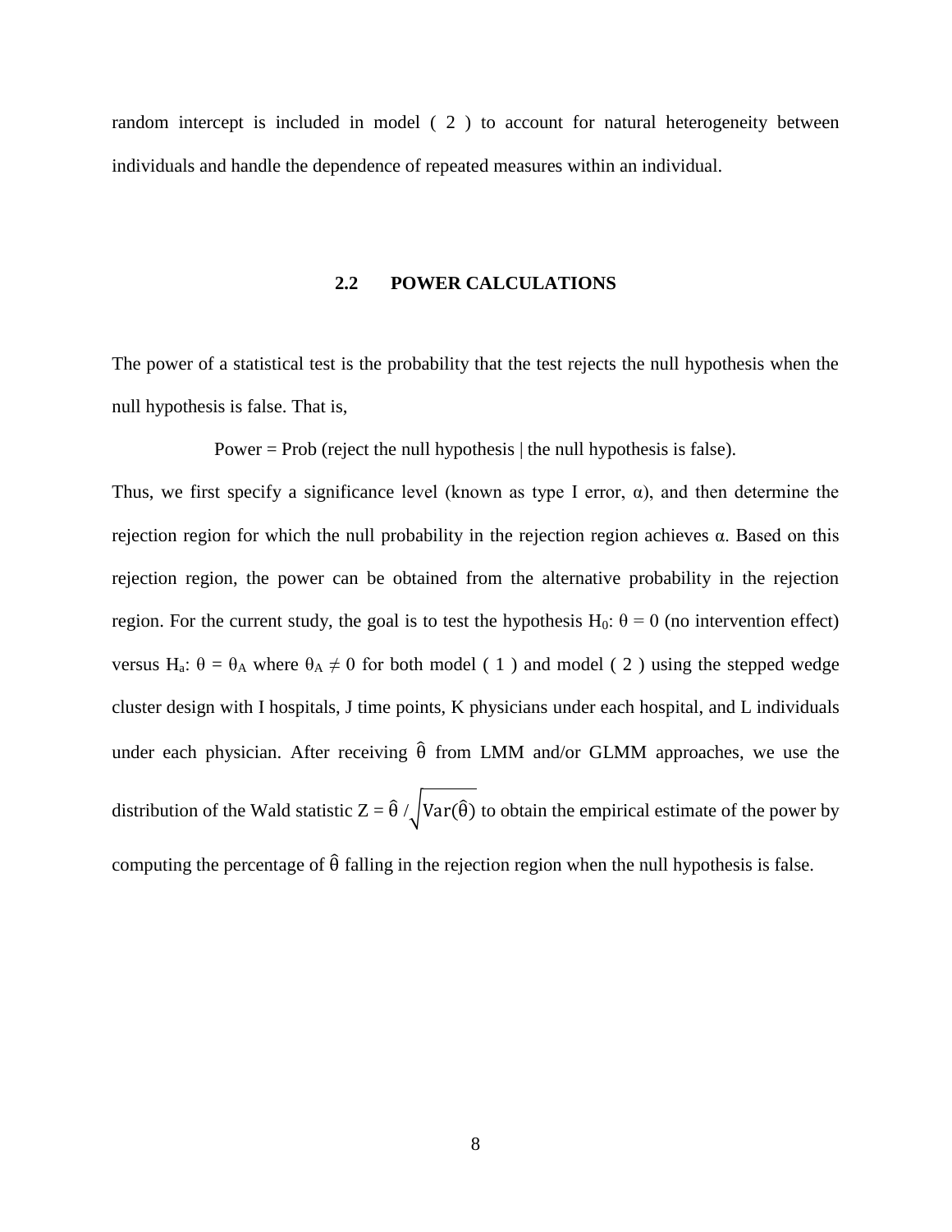random intercept is included in model ( 2 ) to account for natural heterogeneity between individuals and handle the dependence of repeated measures within an individual.

## 2.2 POWER CALCULATIONS

The power of a statistical test is the probability that the test rejects the null hypothesis when the null hypothesis is false. That is,

Power = Prob (reject the null hypothesis | the null hypothesis is false).

Thus, we first specify a significance level (known as type I error, $\alpha$), and then determine the rejection region for which the null probability in the rejection region achieves $\alpha$. Based on this rejection region, the power can be obtained from the alternative probability in the rejection region. For the current study, the goal is to test the hypothesis $H_0$: $\theta = 0$ (no intervention effect) versus $H_a$: $\theta = \theta_A$ where $\theta_A \neq 0$ for both model ( 1 ) and model ( 2 ) using the stepped wedge cluster design with I hospitals, J time points, K physicians under each hospital, and L individuals under each physician. After receiving $\hat{\theta}$ from LMM and/or GLMM approaches, we use the distribution of the Wald statistic $Z = \hat{\theta} / \sqrt{\mathrm{Var}(\hat{\theta})}$ to obtain the empirical estimate of the power by computing the percentage of $\hat{\theta}$ falling in the rejection region when the null hypothesis is false.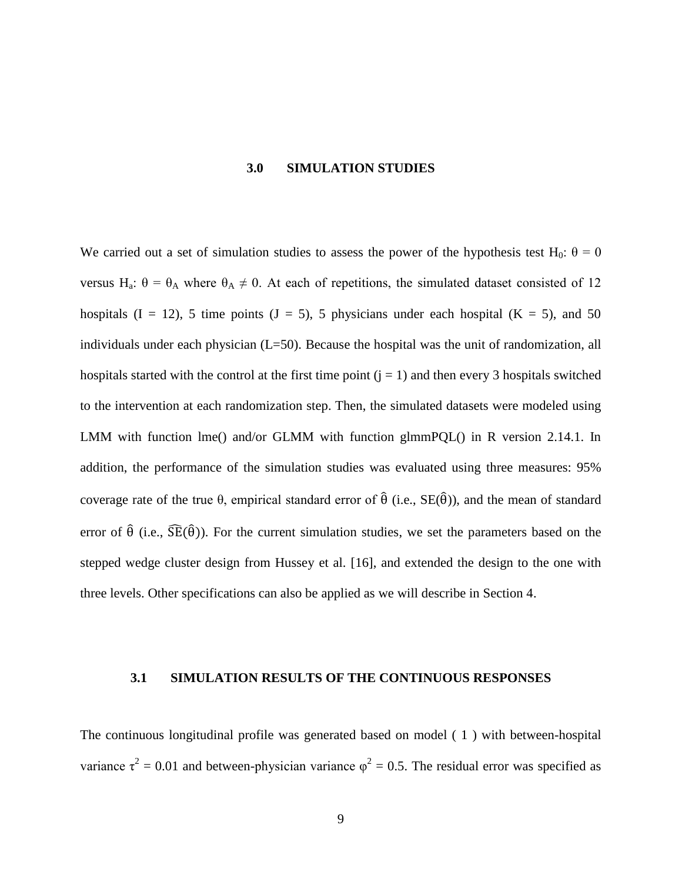## 3.0 SIMULATION STUDIES

We carried out a set of simulation studies to assess the power of the hypothesis test $H_0$: $\theta = 0$ versus $H_a$: $\theta = \theta_A$ where $\theta_A \neq 0$. At each of repetitions, the simulated dataset consisted of 12 hospitals ($I = 12$), 5 time points ($J = 5$), 5 physicians under each hospital ($K = 5$), and 50 individuals under each physician ($L=50$). Because the hospital was the unit of randomization, all hospitals started with the control at the first time point ($j = 1$) and then every 3 hospitals switched to the intervention at each randomization step. Then, the simulated datasets were modeled using LMM with function lme() and/or GLMM with function glmmPQL() in R version 2.14.1. In addition, the performance of the simulation studies was evaluated using three measures: 95% coverage rate of the true $\theta$, empirical standard error of $\hat{\theta}$ (i.e., $SE(\hat{\theta})$), and the mean of standard error of $\hat{\theta}$ (i.e., $\widehat{SE}(\hat{\theta})$). For the current simulation studies, we set the parameters based on the stepped wedge cluster design from Hussey et al. [16], and extended the design to the one with three levels. Other specifications can also be applied as we will describe in Section 4.

### 3.1 SIMULATION RESULTS OF THE CONTINUOUS RESPONSES

The continuous longitudinal profile was generated based on model ( 1 ) with between-hospital variance $\tau^2 = 0.01$ and between-physician variance $\varphi^2 = 0.5$. The residual error was specified as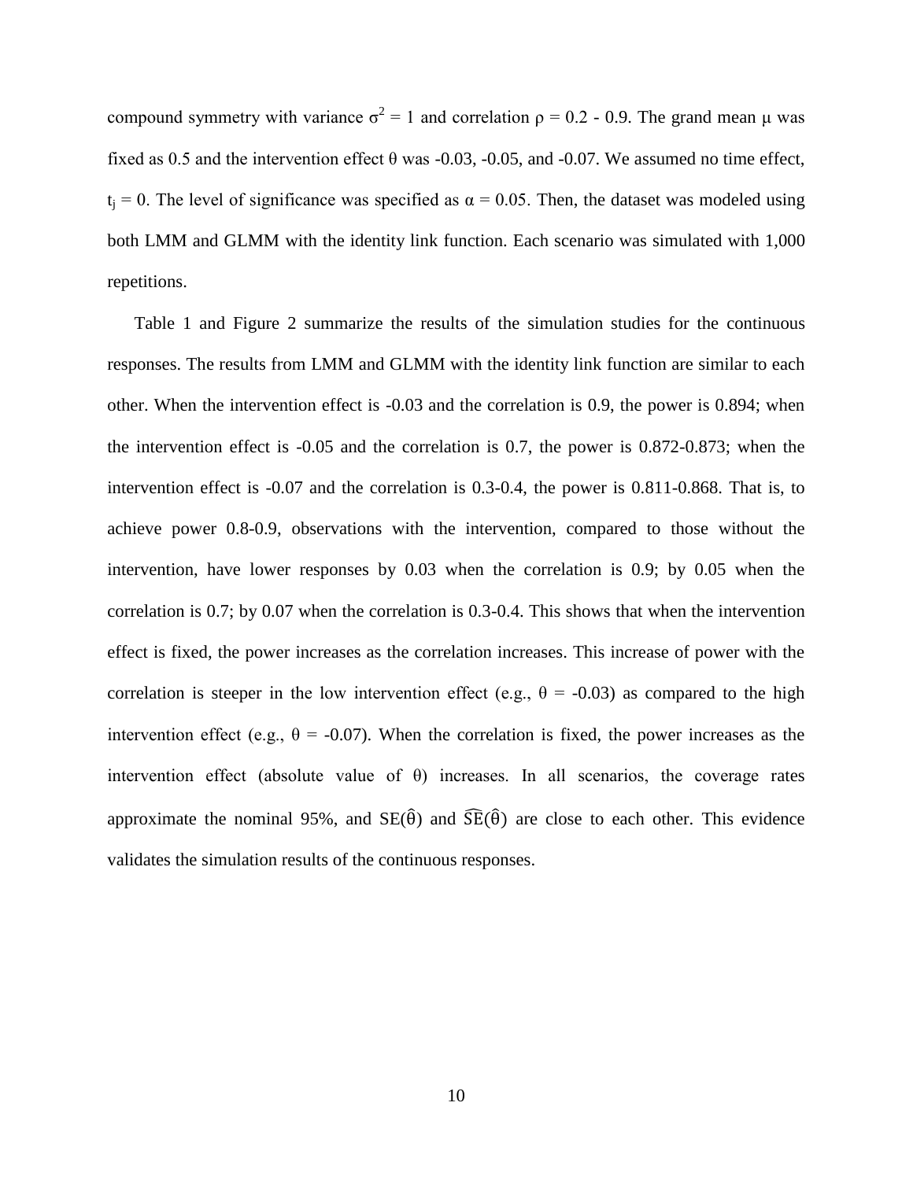compound symmetry with variance $\sigma^2 = 1$ and correlation $\rho = 0.2$ - $0.9$. The grand mean $\mu$ was fixed as 0.5 and the intervention effect $\theta$ was -0.03, -0.05, and -0.07. We assumed no time effect, $t_j = 0$. The level of significance was specified as $\alpha = 0.05$. Then, the dataset was modeled using both LMM and GLMM with the identity link function. Each scenario was simulated with 1,000 repetitions.

Table 1 and Figure 2 summarize the results of the simulation studies for the continuous responses. The results from LMM and GLMM with the identity link function are similar to each other. When the intervention effect is -0.03 and the correlation is 0.9, the power is 0.894; when the intervention effect is -0.05 and the correlation is 0.7, the power is 0.872-0.873; when the intervention effect is -0.07 and the correlation is 0.3-0.4, the power is 0.811-0.868. That is, to achieve power 0.8-0.9, observations with the intervention, compared to those without the intervention, have lower responses by 0.03 when the correlation is 0.9; by 0.05 when the correlation is 0.7; by 0.07 when the correlation is 0.3-0.4. This shows that when the intervention effect is fixed, the power increases as the correlation increases. This increase of power with the correlation is steeper in the low intervention effect (e.g., $\theta = -0.03$) as compared to the high intervention effect (e.g., $\theta = -0.07$). When the correlation is fixed, the power increases as the intervention effect (absolute value of $\theta$) increases. In all scenarios, the coverage rates approximate the nominal 95%, and $\mathrm{SE}(\hat{\theta})$ and $\widehat{\mathrm{SE}}(\hat{\theta})$ are close to each other. This evidence validates the simulation results of the continuous responses.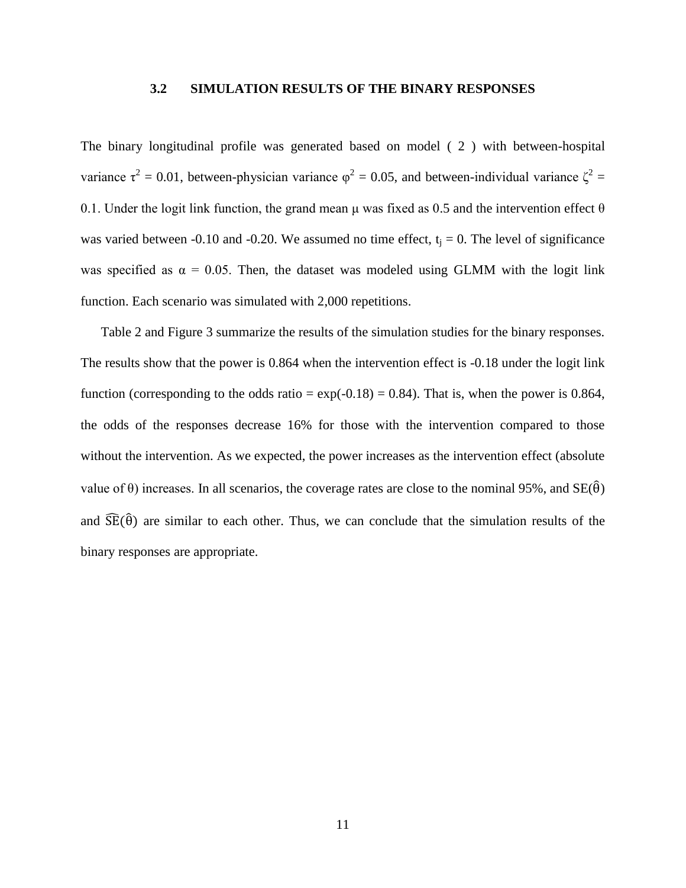### 3.2 SIMULATION RESULTS OF THE BINARY RESPONSES

The binary longitudinal profile was generated based on model ( 2 ) with between-hospital variance $\tau^2 = 0.01$, between-physician variance $\varphi^2 = 0.05$, and between-individual variance $\zeta^2 = 0.1$. Under the logit link function, the grand mean μ was fixed as 0.5 and the intervention effect θ was varied between -0.10 and -0.20. We assumed no time effect, $t_j = 0$. The level of significance was specified as $\alpha = 0.05$. Then, the dataset was modeled using GLMM with the logit link function. Each scenario was simulated with 2,000 repetitions.

Table 2 and Figure 3 summarize the results of the simulation studies for the binary responses. The results show that the power is 0.864 when the intervention effect is -0.18 under the logit link function (corresponding to the odds ratio = exp(-0.18) = 0.84). That is, when the power is 0.864, the odds of the responses decrease 16% for those with the intervention compared to those without the intervention. As we expected, the power increases as the intervention effect (absolute value of θ) increases. In all scenarios, the coverage rates are close to the nominal 95%, and $\mathrm{SE}(\hat{\theta})$ and $\widehat{\mathrm{SE}}(\hat{\theta})$ are similar to each other. Thus, we can conclude that the simulation results of the binary responses are appropriate.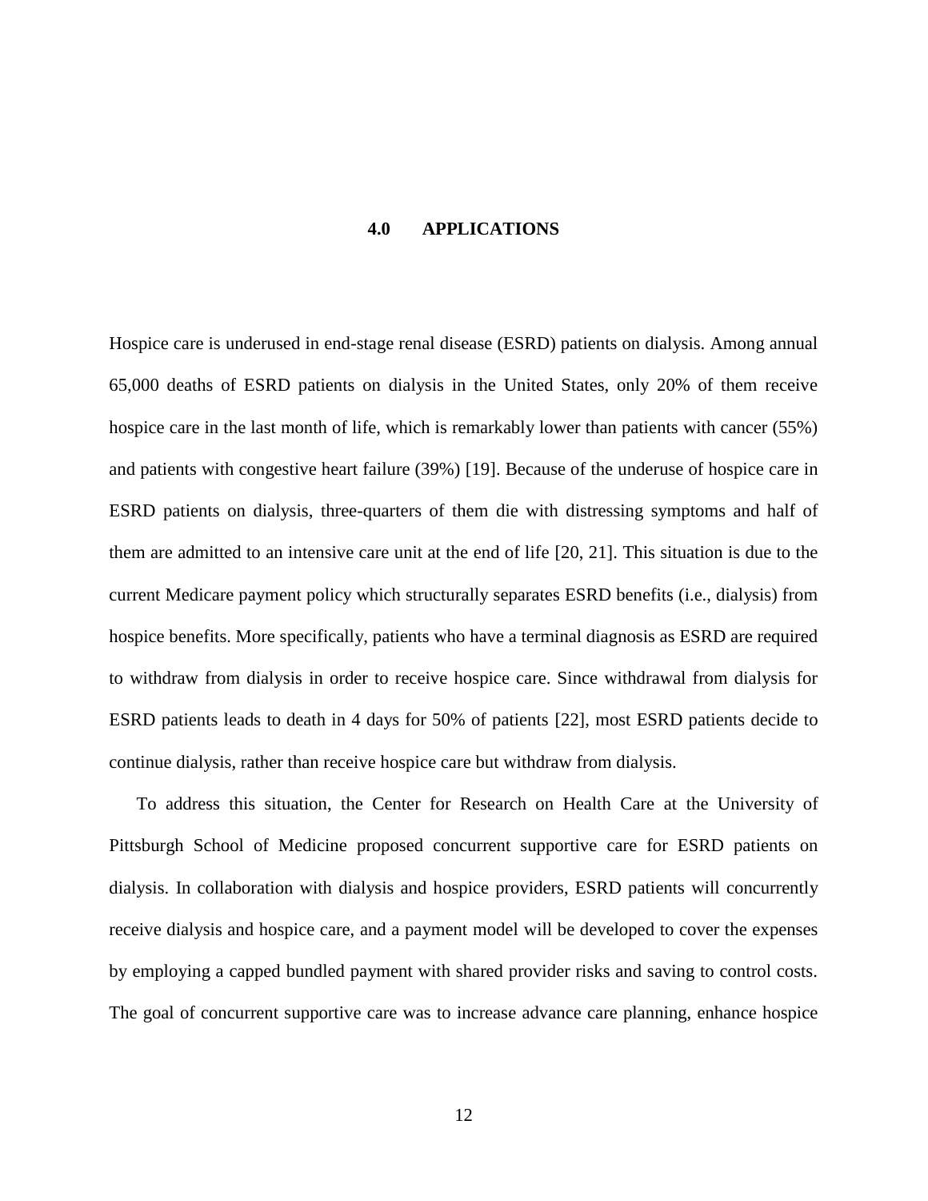# 4.0 APPLICATIONS

Hospice care is underused in end-stage renal disease (ESRD) patients on dialysis. Among annual 65,000 deaths of ESRD patients on dialysis in the United States, only 20% of them receive hospice care in the last month of life, which is remarkably lower than patients with cancer (55%) and patients with congestive heart failure (39%) [19]. Because of the underuse of hospice care in ESRD patients on dialysis, three-quarters of them die with distressing symptoms and half of them are admitted to an intensive care unit at the end of life [20, 21]. This situation is due to the current Medicare payment policy which structurally separates ESRD benefits (i.e., dialysis) from hospice benefits. More specifically, patients who have a terminal diagnosis as ESRD are required to withdraw from dialysis in order to receive hospice care. Since withdrawal from dialysis for ESRD patients leads to death in 4 days for 50% of patients [22], most ESRD patients decide to continue dialysis, rather than receive hospice care but withdraw from dialysis.

To address this situation, the Center for Research on Health Care at the University of Pittsburgh School of Medicine proposed concurrent supportive care for ESRD patients on dialysis. In collaboration with dialysis and hospice providers, ESRD patients will concurrently receive dialysis and hospice care, and a payment model will be developed to cover the expenses by employing a capped bundled payment with shared provider risks and saving to control costs. The goal of concurrent supportive care was to increase advance care planning, enhance hospice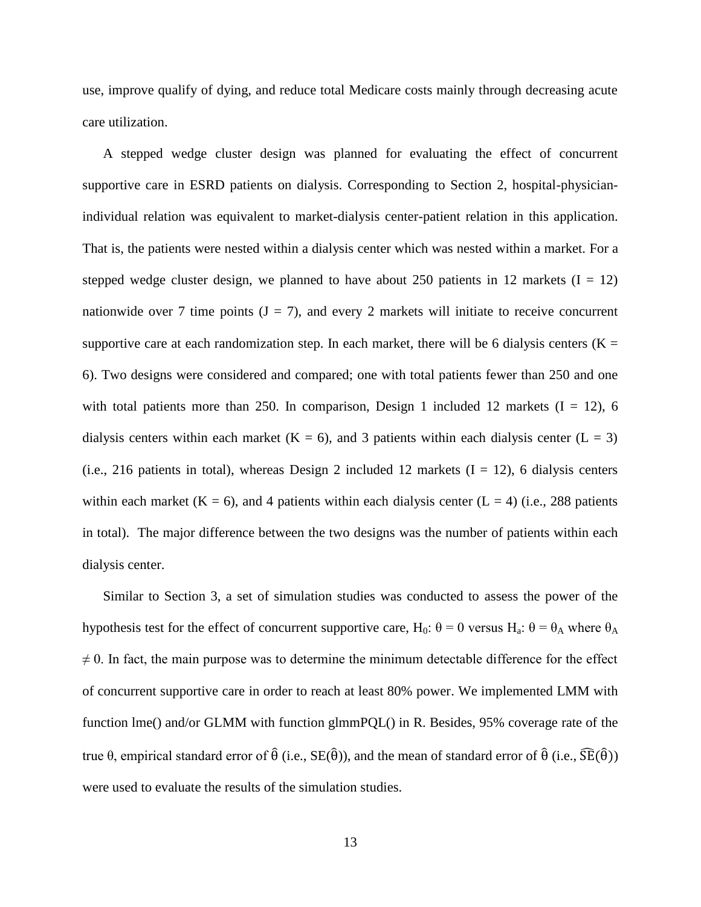use, improve qualify of dying, and reduce total Medicare costs mainly through decreasing acute care utilization.

A stepped wedge cluster design was planned for evaluating the effect of concurrent supportive care in ESRD patients on dialysis. Corresponding to Section 2, hospital-physician-individual relation was equivalent to market-dialysis center-patient relation in this application. That is, the patients were nested within a dialysis center which was nested within a market. For a stepped wedge cluster design, we planned to have about 250 patients in 12 markets ($I = 12$) nationwide over 7 time points ($J = 7$), and every 2 markets will initiate to receive concurrent supportive care at each randomization step. In each market, there will be 6 dialysis centers ($K = 6$). Two designs were considered and compared; one with total patients fewer than 250 and one with total patients more than 250. In comparison, Design 1 included 12 markets ($I = 12$), 6 dialysis centers within each market ($K = 6$), and 3 patients within each dialysis center ($L = 3$) (i.e., 216 patients in total), whereas Design 2 included 12 markets ($I = 12$), 6 dialysis centers within each market ($K = 6$), and 4 patients within each dialysis center ($L = 4$) (i.e., 288 patients in total). The major difference between the two designs was the number of patients within each dialysis center.

Similar to Section 3, a set of simulation studies was conducted to assess the power of the hypothesis test for the effect of concurrent supportive care, $H_0$: $\theta = 0$ versus $H_a$: $\theta = \theta_A$ where $\theta_A \neq 0$. In fact, the main purpose was to determine the minimum detectable difference for the effect of concurrent supportive care in order to reach at least 80% power. We implemented LMM with function lme() and/or GLMM with function glmmPQL() in R. Besides, 95% coverage rate of the true $\theta$, empirical standard error of $\hat{\theta}$ (i.e., $\mathrm{SE}(\hat{\theta})$), and the mean of standard error of $\hat{\theta}$ (i.e., $\widehat{\mathrm{SE}}(\hat{\theta})$) were used to evaluate the results of the simulation studies.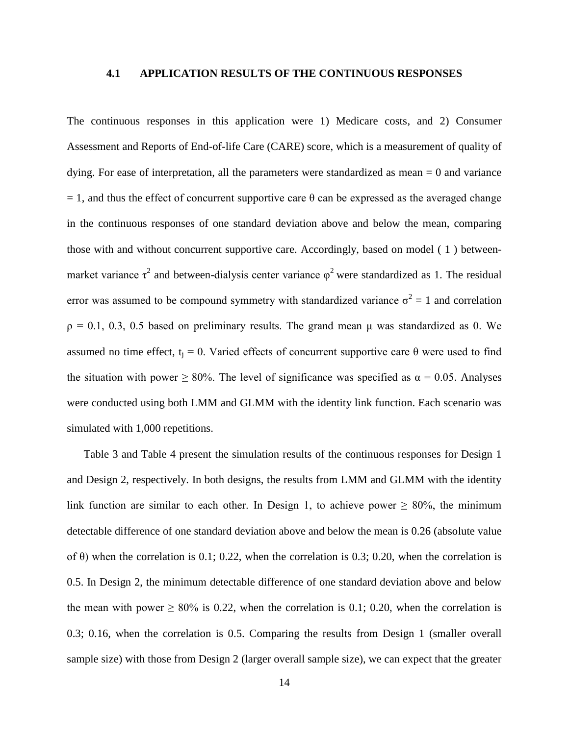### 4.1 APPLICATION RESULTS OF THE CONTINUOUS RESPONSES

The continuous responses in this application were 1) Medicare costs, and 2) Consumer Assessment and Reports of End-of-life Care (CARE) score, which is a measurement of quality of dying. For ease of interpretation, all the parameters were standardized as mean = 0 and variance = 1, and thus the effect of concurrent supportive care $\theta$ can be expressed as the averaged change in the continuous responses of one standard deviation above and below the mean, comparing those with and without concurrent supportive care. Accordingly, based on model ( 1 ) between-market variance $\tau^2$ and between-dialysis center variance $\varphi^2$ were standardized as 1. The residual error was assumed to be compound symmetry with standardized variance $\sigma^2 = 1$ and correlation $\rho = 0.1, 0.3, 0.5$ based on preliminary results. The grand mean $\mu$ was standardized as 0. We assumed no time effect, $t_j = 0$. Varied effects of concurrent supportive care $\theta$ were used to find the situation with power $\geq 80\%$. The level of significance was specified as $\alpha = 0.05$. Analyses were conducted using both LMM and GLMM with the identity link function. Each scenario was simulated with 1,000 repetitions.

Table 3 and Table 4 present the simulation results of the continuous responses for Design 1 and Design 2, respectively. In both designs, the results from LMM and GLMM with the identity link function are similar to each other. In Design 1, to achieve power $\geq 80\%$, the minimum detectable difference of one standard deviation above and below the mean is 0.26 (absolute value of $\theta$) when the correlation is 0.1; 0.22, when the correlation is 0.3; 0.20, when the correlation is 0.5. In Design 2, the minimum detectable difference of one standard deviation above and below the mean with power $\geq 80\%$ is 0.22, when the correlation is 0.1; 0.20, when the correlation is 0.3; 0.16, when the correlation is 0.5. Comparing the results from Design 1 (smaller overall sample size) with those from Design 2 (larger overall sample size), we can expect that the greater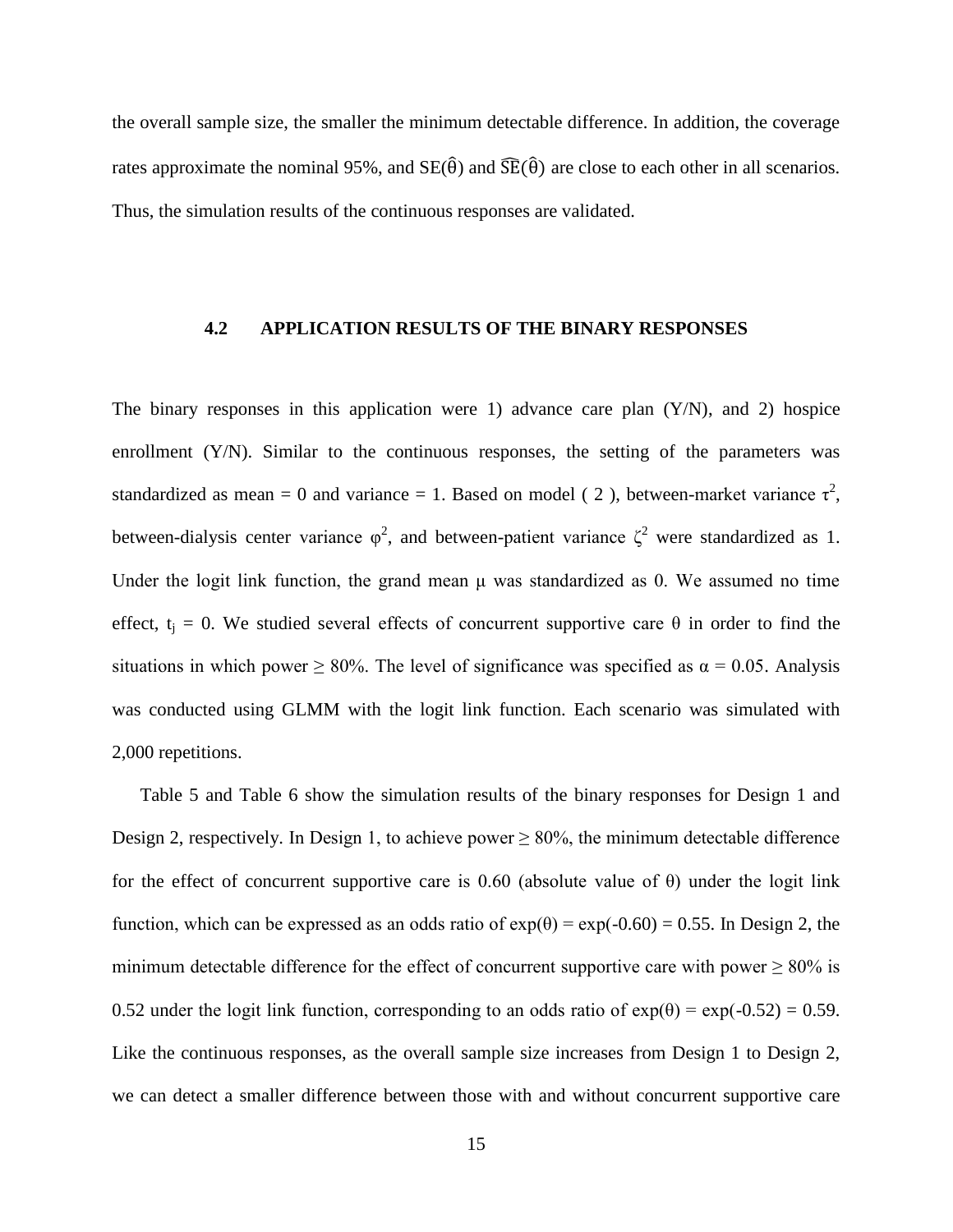the overall sample size, the smaller the minimum detectable difference. In addition, the coverage rates approximate the nominal 95%, and $\mathrm{SE}(\hat{\theta})$ and $\widehat{\mathrm{SE}}(\hat{\theta})$ are close to each other in all scenarios. Thus, the simulation results of the continuous responses are validated.

### 4.2 APPLICATION RESULTS OF THE BINARY RESPONSES

The binary responses in this application were 1) advance care plan (Y/N), and 2) hospice enrollment (Y/N). Similar to the continuous responses, the setting of the parameters was standardized as mean = 0 and variance = 1. Based on model ( 2 ), between-market variance $\tau^2$, between-dialysis center variance $\varphi^2$, and between-patient variance $\zeta^2$ were standardized as 1. Under the logit link function, the grand mean $\mu$ was standardized as 0. We assumed no time effect, $t_j = 0$. We studied several effects of concurrent supportive care $\theta$ in order to find the situations in which power $\geq$ 80%. The level of significance was specified as $\alpha = 0.05$. Analysis was conducted using GLMM with the logit link function. Each scenario was simulated with 2,000 repetitions.

Table 5 and Table 6 show the simulation results of the binary responses for Design 1 and Design 2, respectively. In Design 1, to achieve power $\geq$ 80%, the minimum detectable difference for the effect of concurrent supportive care is 0.60 (absolute value of $\theta$) under the logit link function, which can be expressed as an odds ratio of $\exp(\theta) = \exp(-0.60) = 0.55$. In Design 2, the minimum detectable difference for the effect of concurrent supportive care with power $\geq$ 80% is 0.52 under the logit link function, corresponding to an odds ratio of $\exp(\theta) = \exp(-0.52) = 0.59$. Like the continuous responses, as the overall sample size increases from Design 1 to Design 2, we can detect a smaller difference between those with and without concurrent supportive care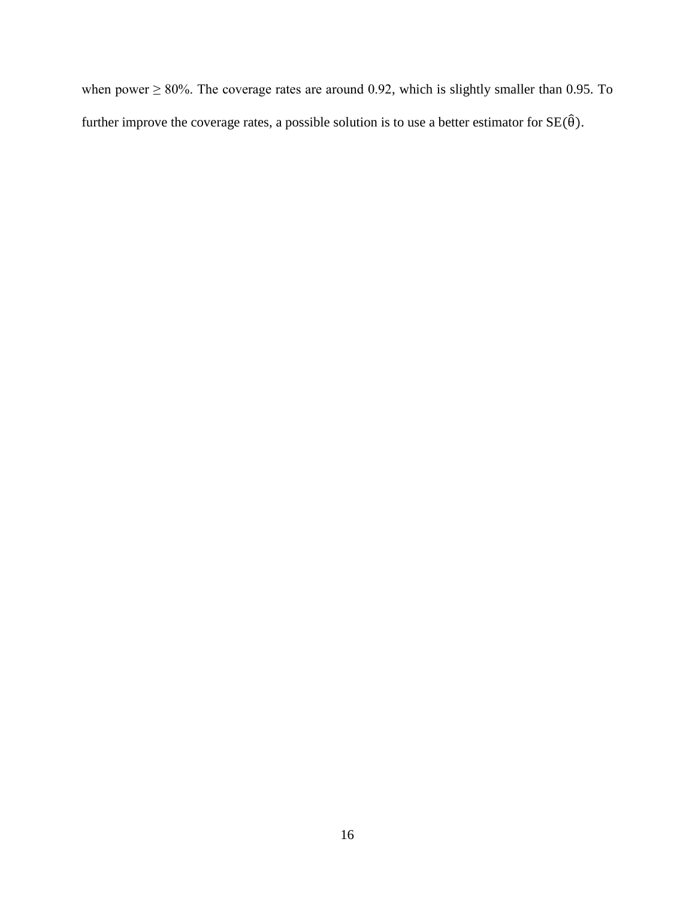when power $\geq 80\%$. The coverage rates are around 0.92, which is slightly smaller than 0.95. To further improve the coverage rates, a possible solution is to use a better estimator for $\mathrm{SE}(\hat{\theta})$.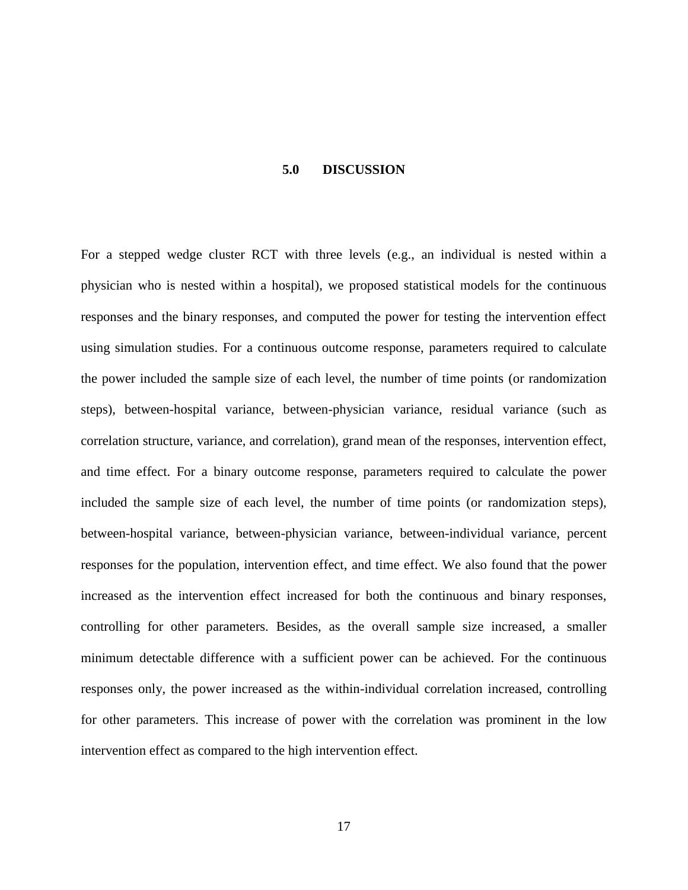# 5.0 DISCUSSION

For a stepped wedge cluster RCT with three levels (e.g., an individual is nested within a physician who is nested within a hospital), we proposed statistical models for the continuous responses and the binary responses, and computed the power for testing the intervention effect using simulation studies. For a continuous outcome response, parameters required to calculate the power included the sample size of each level, the number of time points (or randomization steps), between-hospital variance, between-physician variance, residual variance (such as correlation structure, variance, and correlation), grand mean of the responses, intervention effect, and time effect. For a binary outcome response, parameters required to calculate the power included the sample size of each level, the number of time points (or randomization steps), between-hospital variance, between-physician variance, between-individual variance, percent responses for the population, intervention effect, and time effect. We also found that the power increased as the intervention effect increased for both the continuous and binary responses, controlling for other parameters. Besides, as the overall sample size increased, a smaller minimum detectable difference with a sufficient power can be achieved. For the continuous responses only, the power increased as the within-individual correlation increased, controlling for other parameters. This increase of power with the correlation was prominent in the low intervention effect as compared to the high intervention effect.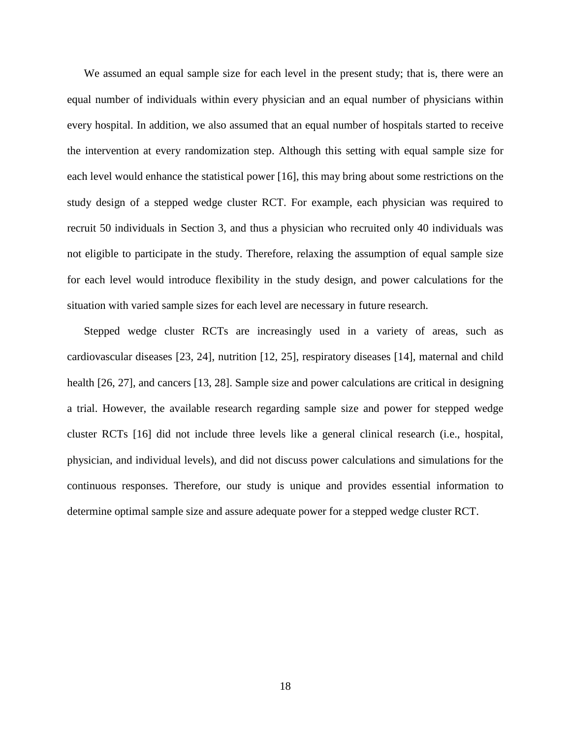We assumed an equal sample size for each level in the present study; that is, there were an equal number of individuals within every physician and an equal number of physicians within every hospital. In addition, we also assumed that an equal number of hospitals started to receive the intervention at every randomization step. Although this setting with equal sample size for each level would enhance the statistical power [16], this may bring about some restrictions on the study design of a stepped wedge cluster RCT. For example, each physician was required to recruit 50 individuals in Section 3, and thus a physician who recruited only 40 individuals was not eligible to participate in the study. Therefore, relaxing the assumption of equal sample size for each level would introduce flexibility in the study design, and power calculations for the situation with varied sample sizes for each level are necessary in future research.

Stepped wedge cluster RCTs are increasingly used in a variety of areas, such as cardiovascular diseases [23, 24], nutrition [12, 25], respiratory diseases [14], maternal and child health [26, 27], and cancers [13, 28]. Sample size and power calculations are critical in designing a trial. However, the available research regarding sample size and power for stepped wedge cluster RCTs [16] did not include three levels like a general clinical research (i.e., hospital, physician, and individual levels), and did not discuss power calculations and simulations for the continuous responses. Therefore, our study is unique and provides essential information to determine optimal sample size and assure adequate power for a stepped wedge cluster RCT.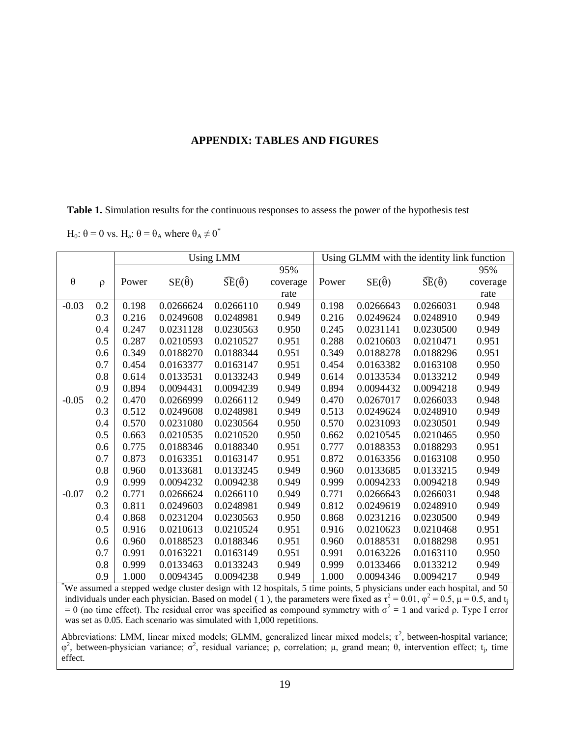## APPENDIX: TABLES AND FIGURES

**Table 1.** Simulation results for the continuous responses to assess the power of the hypothesis test

$H_0$: $\theta = 0$ vs. $H_a$: $\theta = \theta_A$ where $\theta_A \neq 0$*

| | | Using LMM | | | | Using GLMM with the identity link function | | | |
|---|---|---|---|---|---|---|---|---|---|
| $\theta$ | $\rho$ | Power | $SE(\hat{\theta})$ | $\widehat{SE}(\hat{\theta})$ | 95% coverage rate | Power | $SE(\hat{\theta})$ | $\widehat{SE}(\hat{\theta})$ | 95% coverage rate |
| -0.03 | 0.2 | 0.198 | 0.0266624 | 0.0266110 | 0.949 | 0.198 | 0.0266643 | 0.0266031 | 0.948 |
| | 0.3 | 0.216 | 0.0249608 | 0.0248981 | 0.949 | 0.216 | 0.0249624 | 0.0248910 | 0.949 |
| | 0.4 | 0.247 | 0.0231128 | 0.0230563 | 0.950 | 0.245 | 0.0231141 | 0.0230500 | 0.949 |
| | 0.5 | 0.287 | 0.0210593 | 0.0210527 | 0.951 | 0.288 | 0.0210603 | 0.0210471 | 0.951 |
| | 0.6 | 0.349 | 0.0188270 | 0.0188344 | 0.951 | 0.349 | 0.0188278 | 0.0188296 | 0.951 |
| | 0.7 | 0.454 | 0.0163377 | 0.0163147 | 0.951 | 0.454 | 0.0163382 | 0.0163108 | 0.950 |
| | 0.8 | 0.614 | 0.0133531 | 0.0133243 | 0.949 | 0.614 | 0.0133534 | 0.0133212 | 0.949 |
| | 0.9 | 0.894 | 0.0094431 | 0.0094239 | 0.949 | 0.894 | 0.0094432 | 0.0094218 | 0.949 |
| -0.05 | 0.2 | 0.470 | 0.0266999 | 0.0266112 | 0.949 | 0.470 | 0.0267017 | 0.0266033 | 0.948 |
| | 0.3 | 0.512 | 0.0249608 | 0.0248981 | 0.949 | 0.513 | 0.0249624 | 0.0248910 | 0.949 |
| | 0.4 | 0.570 | 0.0231080 | 0.0230564 | 0.950 | 0.570 | 0.0231093 | 0.0230501 | 0.949 |
| | 0.5 | 0.663 | 0.0210535 | 0.0210520 | 0.950 | 0.662 | 0.0210545 | 0.0210465 | 0.950 |
| | 0.6 | 0.775 | 0.0188346 | 0.0188340 | 0.951 | 0.777 | 0.0188353 | 0.0188293 | 0.951 |
| | 0.7 | 0.873 | 0.0163351 | 0.0163147 | 0.951 | 0.872 | 0.0163356 | 0.0163108 | 0.950 |
| | 0.8 | 0.960 | 0.0133681 | 0.0133245 | 0.949 | 0.960 | 0.0133685 | 0.0133215 | 0.949 |
| | 0.9 | 0.999 | 0.0094232 | 0.0094238 | 0.949 | 0.999 | 0.0094233 | 0.0094218 | 0.949 |
| -0.07 | 0.2 | 0.771 | 0.0266624 | 0.0266110 | 0.949 | 0.771 | 0.0266643 | 0.0266031 | 0.948 |
| | 0.3 | 0.811 | 0.0249603 | 0.0248981 | 0.949 | 0.812 | 0.0249619 | 0.0248910 | 0.949 |
| | 0.4 | 0.868 | 0.0231204 | 0.0230563 | 0.950 | 0.868 | 0.0231216 | 0.0230500 | 0.949 |
| | 0.5 | 0.916 | 0.0210613 | 0.0210524 | 0.951 | 0.916 | 0.0210623 | 0.0210468 | 0.951 |
| | 0.6 | 0.960 | 0.0188523 | 0.0188346 | 0.951 | 0.960 | 0.0188531 | 0.0188298 | 0.951 |
| | 0.7 | 0.991 | 0.0163221 | 0.0163149 | 0.951 | 0.991 | 0.0163226 | 0.0163110 | 0.950 |
| | 0.8 | 0.999 | 0.0133463 | 0.0133243 | 0.949 | 0.999 | 0.0133466 | 0.0133212 | 0.949 |
| | 0.9 | 1.000 | 0.0094345 | 0.0094238 | 0.949 | 1.000 | 0.0094346 | 0.0094217 | 0.949 |

*We assumed a stepped wedge cluster design with 12 hospitals, 5 time points, 5 physicians under each hospital, and 50 individuals under each physician. Based on model ( 1 ), the parameters were fixed as $\tau^2 = 0.01$, $\varphi^2 = 0.5$, $\mu = 0.5$, and $t_j = 0$ (no time effect). The residual error was specified as compound symmetry with $\sigma^2 = 1$ and varied $\rho$. Type I error was set as 0.05. Each scenario was simulated with 1,000 repetitions.

Abbreviations: LMM, linear mixed models; GLMM, generalized linear mixed models; $\tau^2$, between-hospital variance; $\varphi^2$, between-physician variance; $\sigma^2$, residual variance; $\rho$, correlation; $\mu$, grand mean; $\theta$, intervention effect; $t_j$, time effect.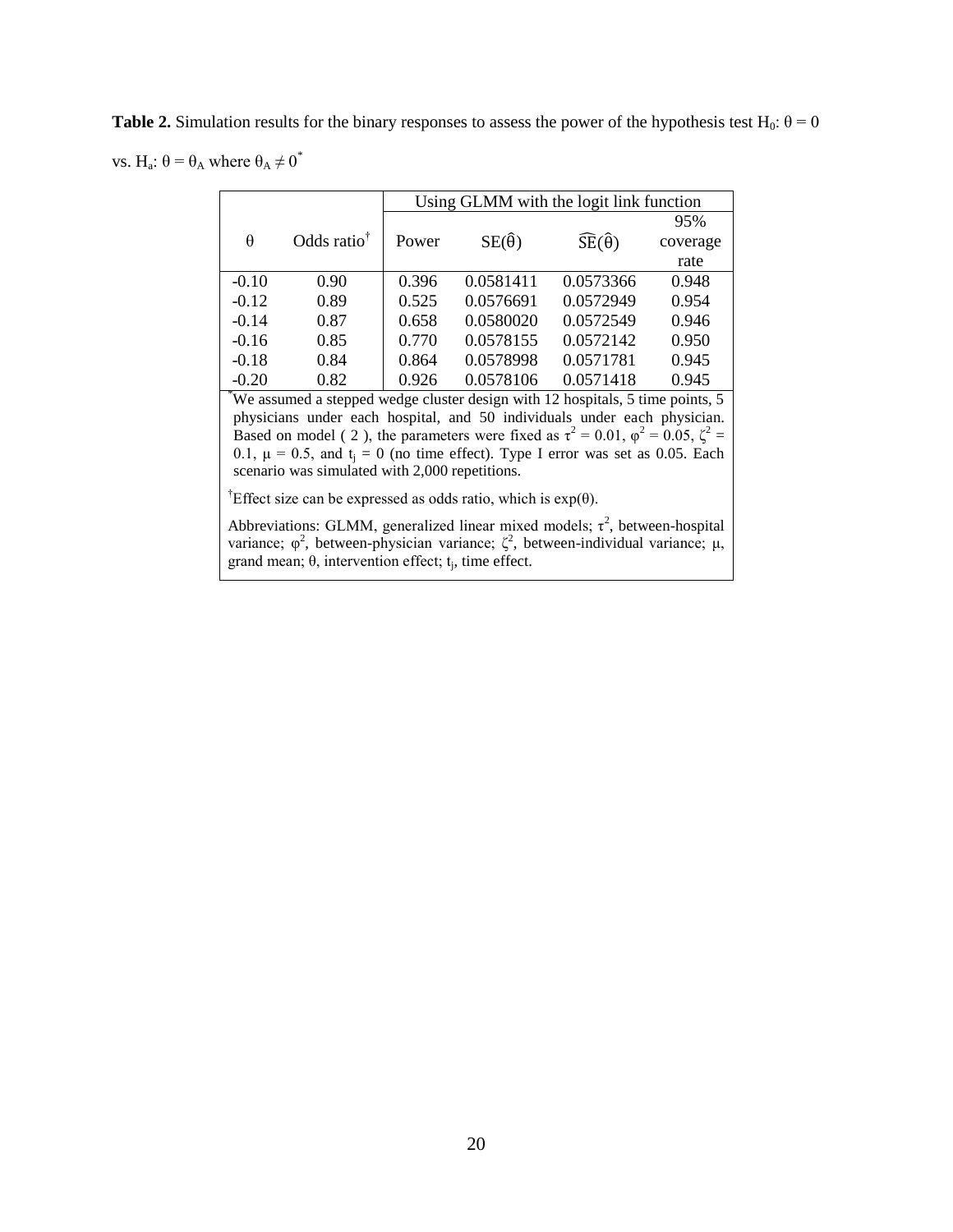**Table 2.** Simulation results for the binary responses to assess the power of the hypothesis test $H_0$: $\theta = 0$ vs. $H_a$: $\theta = \theta_A$ where $\theta_A \neq 0$*

| | | Using GLMM with the logit link function | | | |
|---|---|---|---|---|---|
| $\theta$ | Odds ratio† | Power | $SE(\hat{\theta})$ | $\widehat{SE}(\hat{\theta})$ | 95% coverage rate |
| -0.10 | 0.90 | 0.396 | 0.0581411 | 0.0573366 | 0.948 |
| -0.12 | 0.89 | 0.525 | 0.0576691 | 0.0572949 | 0.954 |
| -0.14 | 0.87 | 0.658 | 0.0580020 | 0.0572549 | 0.946 |
| -0.16 | 0.85 | 0.770 | 0.0578155 | 0.0572142 | 0.950 |
| -0.18 | 0.84 | 0.864 | 0.0578998 | 0.0571781 | 0.945 |
| -0.20 | 0.82 | 0.926 | 0.0578106 | 0.0571418 | 0.945 |

*We assumed a stepped wedge cluster design with 12 hospitals, 5 time points, 5 physicians under each hospital, and 50 individuals under each physician. Based on model ( 2 ), the parameters were fixed as $\tau^2 = 0.01$, $\varphi^2 = 0.05$, $\zeta^2 = 0.1$, $\mu = 0.5$, and $t_j = 0$ (no time effect). Type I error was set as 0.05. Each scenario was simulated with 2,000 repetitions.

†Effect size can be expressed as odds ratio, which is $\exp(\theta)$.

Abbreviations: GLMM, generalized linear mixed models; $\tau^2$, between-hospital variance; $\varphi^2$, between-physician variance; $\zeta^2$, between-individual variance; $\mu$, grand mean; $\theta$, intervention effect; $t_j$, time effect.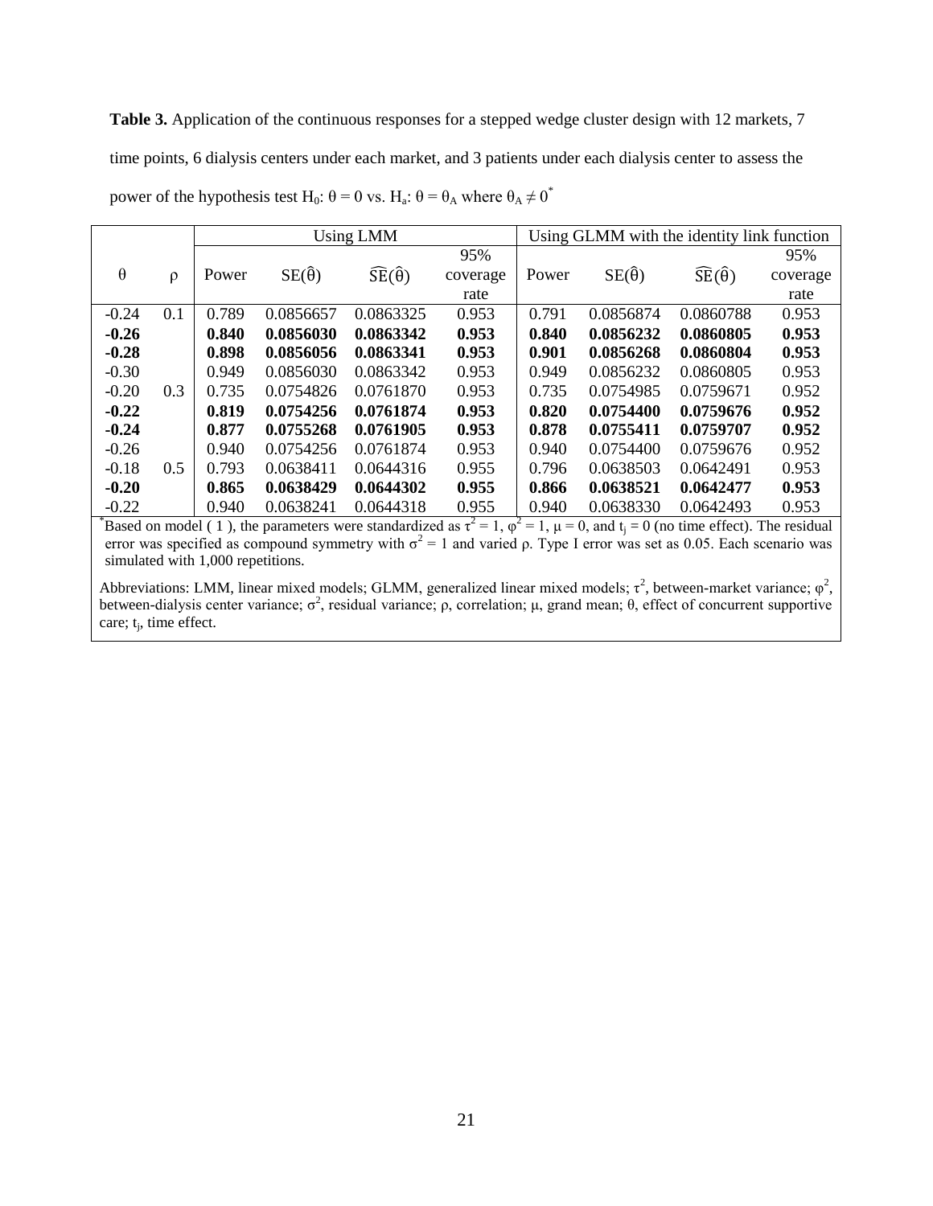**Table 3.** Application of the continuous responses for a stepped wedge cluster design with 12 markets, 7 time points, 6 dialysis centers under each market, and 3 patients under each dialysis center to assess the power of the hypothesis test $H_0$: $\theta = 0$ vs. $H_a$: $\theta = \theta_A$ where $\theta_A \neq 0$*

| | | Using LMM | | | | Using GLMM with the identity link function | | | |
|---|---|---|---|---|---|---|---|---|---|
| $\theta$ | $\rho$ | Power | $SE(\hat{\theta})$ | $\widehat{SE}(\hat{\theta})$ | 95% coverage rate | Power | $SE(\hat{\theta})$ | $\widehat{SE}(\hat{\theta})$ | 95% coverage rate |
| -0.24 | 0.1 | 0.789 | 0.0856657 | 0.0863325 | 0.953 | 0.791 | 0.0856874 | 0.0860788 | 0.953 |
| **-0.26** | | **0.840** | **0.0856030** | **0.0863342** | **0.953** | **0.840** | **0.0856232** | **0.0860805** | **0.953** |
| **-0.28** | | **0.898** | **0.0856056** | **0.0863341** | **0.953** | **0.901** | **0.0856268** | **0.0860804** | **0.953** |
| -0.30 | | 0.949 | 0.0856030 | 0.0863342 | 0.953 | 0.949 | 0.0856232 | 0.0860805 | 0.953 |
| -0.20 | 0.3 | 0.735 | 0.0754826 | 0.0761870 | 0.953 | 0.735 | 0.0754985 | 0.0759671 | 0.952 |
| **-0.22** | | **0.819** | **0.0754256** | **0.0761874** | **0.953** | **0.820** | **0.0754400** | **0.0759676** | **0.952** |
| **-0.24** | | **0.877** | **0.0755268** | **0.0761905** | **0.953** | **0.878** | **0.0755411** | **0.0759707** | **0.952** |
| -0.26 | | 0.940 | 0.0754256 | 0.0761874 | 0.953 | 0.940 | 0.0754400 | 0.0759676 | 0.952 |
| -0.18 | 0.5 | 0.793 | 0.0638411 | 0.0644316 | 0.955 | 0.796 | 0.0638503 | 0.0642491 | 0.953 |
| **-0.20** | | **0.865** | **0.0638429** | **0.0644302** | **0.955** | **0.866** | **0.0638521** | **0.0642477** | **0.953** |
| -0.22 | | 0.940 | 0.0638241 | 0.0644318 | 0.955 | 0.940 | 0.0638330 | 0.0642493 | 0.953 |

*Based on model ( 1 ), the parameters were standardized as $\tau^2 = 1$, $\varphi^2 = 1$, $\mu = 0$, and $t_j = 0$ (no time effect). The residual error was specified as compound symmetry with $\sigma^2 = 1$ and varied $\rho$. Type I error was set as 0.05. Each scenario was simulated with 1,000 repetitions.

Abbreviations: LMM, linear mixed models; GLMM, generalized linear mixed models; $\tau^2$, between-market variance; $\varphi^2$, between-dialysis center variance; $\sigma^2$, residual variance; $\rho$, correlation; $\mu$, grand mean; $\theta$, effect of concurrent supportive care; $t_j$, time effect.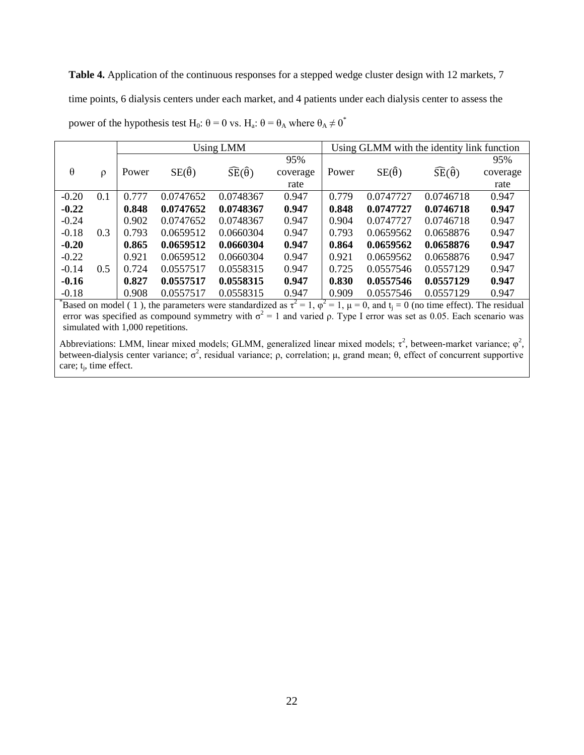**Table 4.** Application of the continuous responses for a stepped wedge cluster design with 12 markets, 7 time points, 6 dialysis centers under each market, and 4 patients under each dialysis center to assess the power of the hypothesis test $H_0$: $\theta = 0$ vs. $H_a$: $\theta = \theta_A$ where $\theta_A \neq 0$*

| | | Using LMM | | | | Using GLMM with the identity link function | | | |
|---|---|---|---|---|---|---|---|---|---|
| $\theta$ | $\rho$ | Power | $SE(\hat{\theta})$ | $\widehat{SE}(\hat{\theta})$ | 95% coverage rate | Power | $SE(\hat{\theta})$ | $\widehat{SE}(\hat{\theta})$ | 95% coverage rate |
| -0.20 | 0.1 | 0.777 | 0.0747652 | 0.0748367 | 0.947 | 0.779 | 0.0747727 | 0.0746718 | 0.947 |
| **-0.22** | | **0.848** | **0.0747652** | **0.0748367** | **0.947** | **0.848** | **0.0747727** | **0.0746718** | **0.947** |
| -0.24 | | 0.902 | 0.0747652 | 0.0748367 | 0.947 | 0.904 | 0.0747727 | 0.0746718 | 0.947 |
| -0.18 | 0.3 | 0.793 | 0.0659512 | 0.0660304 | 0.947 | 0.793 | 0.0659562 | 0.0658876 | 0.947 |
| **-0.20** | | **0.865** | **0.0659512** | **0.0660304** | **0.947** | **0.864** | **0.0659562** | **0.0658876** | **0.947** |
| -0.22 | | 0.921 | 0.0659512 | 0.0660304 | 0.947 | 0.921 | 0.0659562 | 0.0658876 | 0.947 |
| -0.14 | 0.5 | 0.724 | 0.0557517 | 0.0558315 | 0.947 | 0.725 | 0.0557546 | 0.0557129 | 0.947 |
| **-0.16** | | **0.827** | **0.0557517** | **0.0558315** | **0.947** | **0.830** | **0.0557546** | **0.0557129** | **0.947** |
| -0.18 | | 0.908 | 0.0557517 | 0.0558315 | 0.947 | 0.909 | 0.0557546 | 0.0557129 | 0.947 |

*Based on model ( 1 ), the parameters were standardized as $\tau^2 = 1$, $\varphi^2 = 1$, $\mu = 0$, and $t_j = 0$ (no time effect). The residual error was specified as compound symmetry with $\sigma^2 = 1$ and varied $\rho$. Type I error was set as 0.05. Each scenario was simulated with 1,000 repetitions.

Abbreviations: LMM, linear mixed models; GLMM, generalized linear mixed models; $\tau^2$, between-market variance; $\varphi^2$, between-dialysis center variance; $\sigma^2$, residual variance; $\rho$, correlation; $\mu$, grand mean; $\theta$, effect of concurrent supportive care; $t_j$, time effect.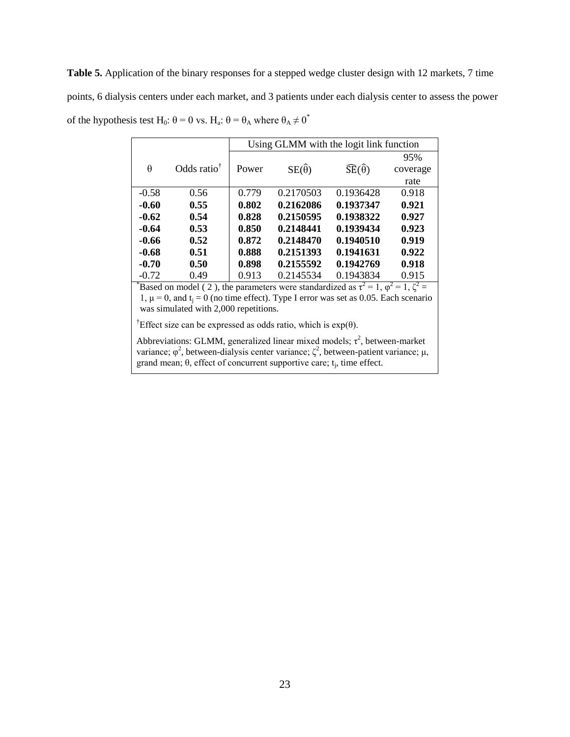**Table 5.** Application of the binary responses for a stepped wedge cluster design with 12 markets, 7 time points, 6 dialysis centers under each market, and 3 patients under each dialysis center to assess the power of the hypothesis test $H_0$: $\theta = 0$ vs. $H_a$: $\theta = \theta_A$ where $\theta_A \neq 0$*

| | | Using GLMM with the logit link function | | | |
|---|---|---|---|---|---|
| $\theta$ | Odds ratio† | Power | $SE(\hat{\theta})$ | $\widehat{SE}(\hat{\theta})$ | 95% coverage rate |
| -0.58 | 0.56 | 0.779 | 0.2170503 | 0.1936428 | 0.918 |
| **-0.60** | **0.55** | **0.802** | **0.2162086** | **0.1937347** | **0.921** |
| **-0.62** | **0.54** | **0.828** | **0.2150595** | **0.1938322** | **0.927** |
| **-0.64** | **0.53** | **0.850** | **0.2148441** | **0.1939434** | **0.923** |
| **-0.66** | **0.52** | **0.872** | **0.2148470** | **0.1940510** | **0.919** |
| **-0.68** | **0.51** | **0.888** | **0.2151393** | **0.1941631** | **0.922** |
| **-0.70** | **0.50** | **0.898** | **0.2155592** | **0.1942769** | **0.918** |
| -0.72 | 0.49 | 0.913 | 0.2145534 | 0.1943834 | 0.915 |

*Based on model ( 2 ), the parameters were standardized as $\tau^2 = 1$, $\varphi^2 = 1$, $\zeta^2 = 1$, $\mu = 0$, and $t_j = 0$ (no time effect). Type I error was set as 0.05. Each scenario was simulated with 2,000 repetitions.

†Effect size can be expressed as odds ratio, which is $\exp(\theta)$.

Abbreviations: GLMM, generalized linear mixed models; $\tau^2$, between-market variance; $\varphi^2$, between-dialysis center variance; $\zeta^2$, between-patient variance; $\mu$, grand mean; $\theta$, effect of concurrent supportive care; $t_j$, time effect.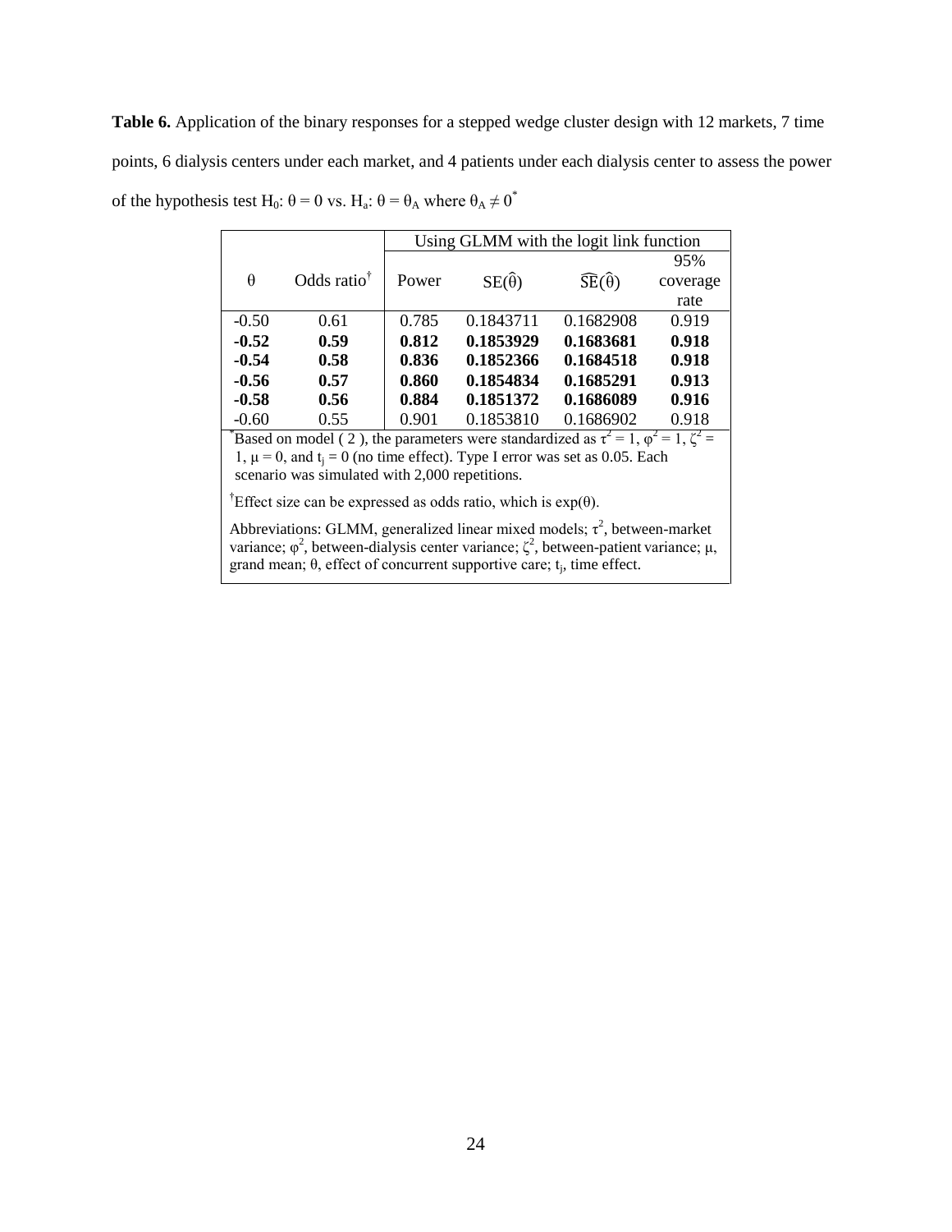**Table 6.** Application of the binary responses for a stepped wedge cluster design with 12 markets, 7 time points, 6 dialysis centers under each market, and 4 patients under each dialysis center to assess the power of the hypothesis test $H_0$: $\theta = 0$ vs. $H_a$: $\theta = \theta_A$ where $\theta_A \neq 0$*

| | | Using GLMM with the logit link function | | | |
|---|---|---|---|---|---|
| $\theta$ | Odds ratio† | Power | $\mathrm{SE}(\hat{\theta})$ | $\widehat{\mathrm{SE}}(\hat{\theta})$ | 95% coverage rate |
| -0.50 | 0.61 | 0.785 | 0.1843711 | 0.1682908 | 0.919 |
| **-0.52** | **0.59** | **0.812** | **0.1853929** | **0.1683681** | **0.918** |
| **-0.54** | **0.58** | **0.836** | **0.1852366** | **0.1684518** | **0.918** |
| **-0.56** | **0.57** | **0.860** | **0.1854834** | **0.1685291** | **0.913** |
| **-0.58** | **0.56** | **0.884** | **0.1851372** | **0.1686089** | **0.916** |
| -0.60 | 0.55 | 0.901 | 0.1853810 | 0.1686902 | 0.918 |

*Based on model ( 2 ), the parameters were standardized as $\tau^2 = 1$, $\varphi^2 = 1$, $\zeta^2 = 1$, $\mu = 0$, and $t_j = 0$ (no time effect). Type I error was set as 0.05. Each scenario was simulated with 2,000 repetitions.

†Effect size can be expressed as odds ratio, which is $\exp(\theta)$.

Abbreviations: GLMM, generalized linear mixed models; $\tau^2$, between-market variance; $\varphi^2$, between-dialysis center variance; $\zeta^2$, between-patient variance; $\mu$, grand mean; $\theta$, effect of concurrent supportive care; $t_j$, time effect.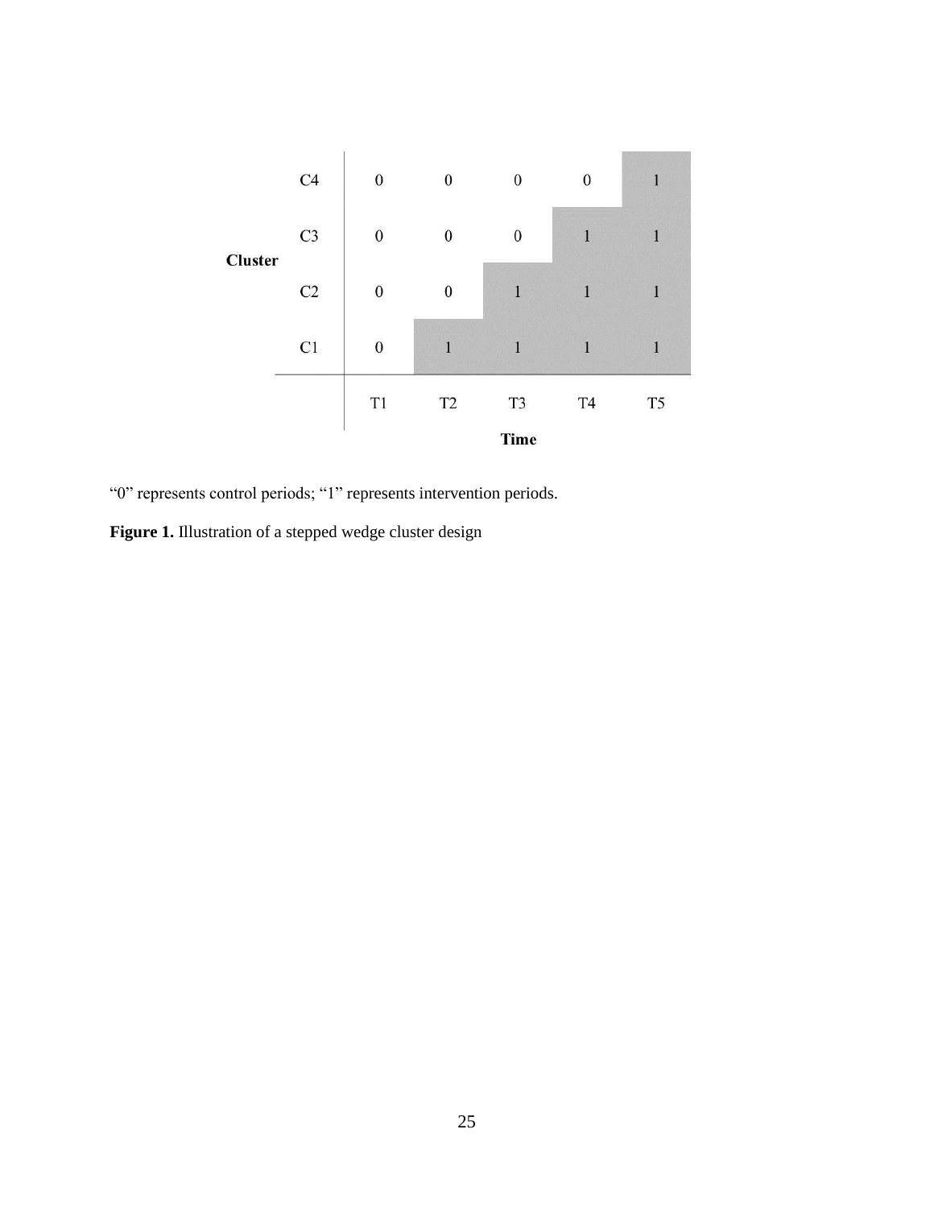| Cluster | | T1 | T2 | T3 | T4 | T5 |
|---|---|---|---|---|---|---|
| | C4 | 0 | 0 | 0 | 0 | 1 |
| | C3 | 0 | 0 | 0 | 1 | 1 |
| | C2 | 0 | 0 | 1 | 1 | 1 |
| | C1 | 0 | 1 | 1 | 1 | 1 |

**Time**

"0" represents control periods; "1" represents intervention periods.

**Figure 1.** Illustration of a stepped wedge cluster design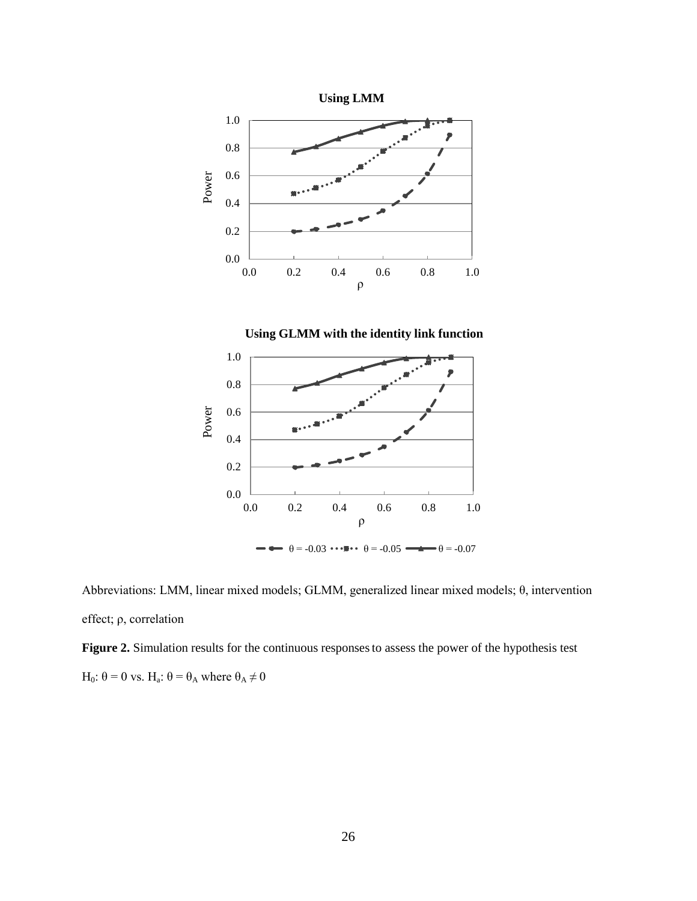Abbreviations: LMM, linear mixed models; GLMM, generalized linear mixed models; θ, intervention effect; ρ, correlation

**Figure 2.** Simulation results for the continuous responses to assess the power of the hypothesis test $H_0$: $\theta = 0$ vs. $H_a$: $\theta = \theta_A$ where $\theta_A \neq 0$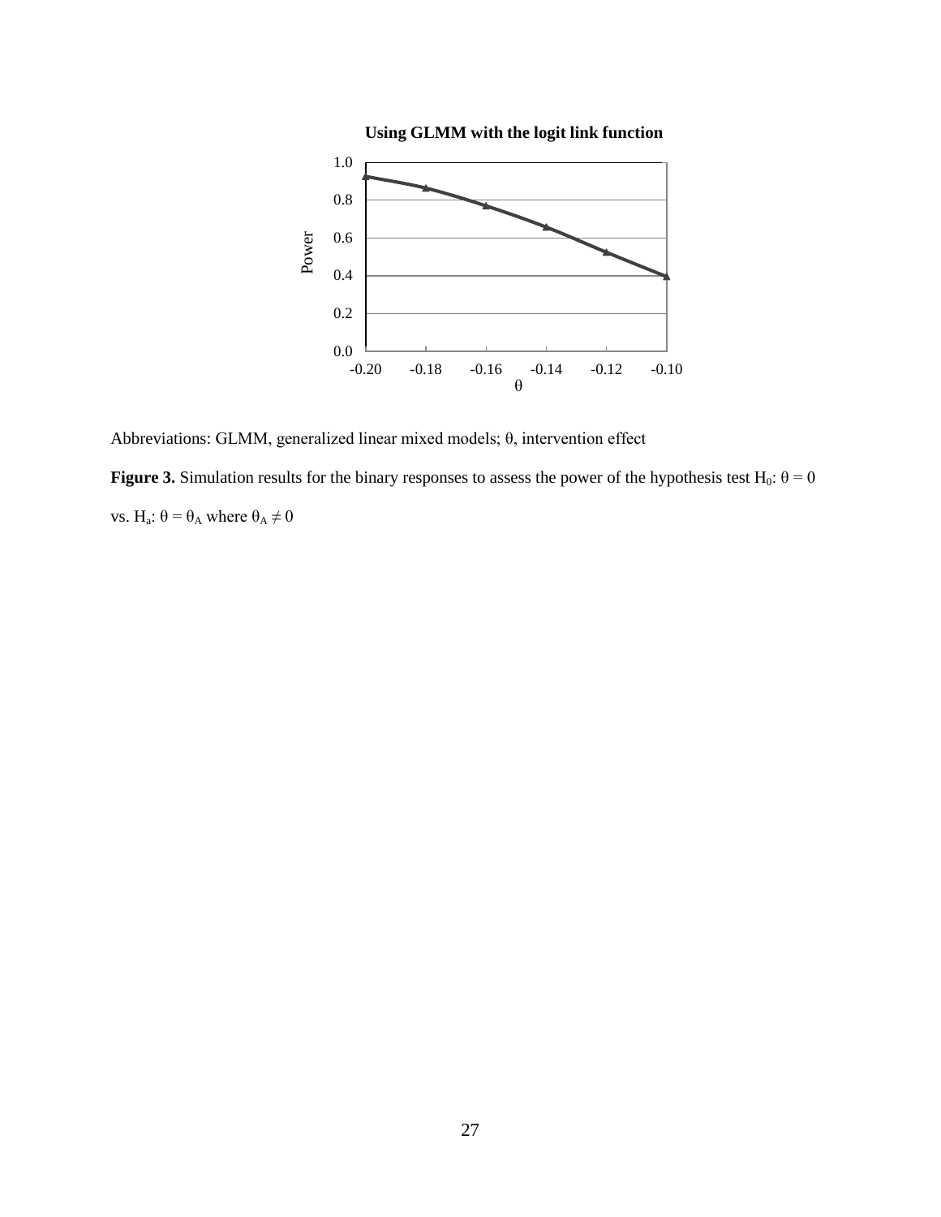Abbreviations: GLMM, generalized linear mixed models; θ, intervention effect

**Figure 3.** Simulation results for the binary responses to assess the power of the hypothesis test $H_0$: $\theta = 0$ vs. $H_a$: $\theta = \theta_A$ where $\theta_A \neq 0$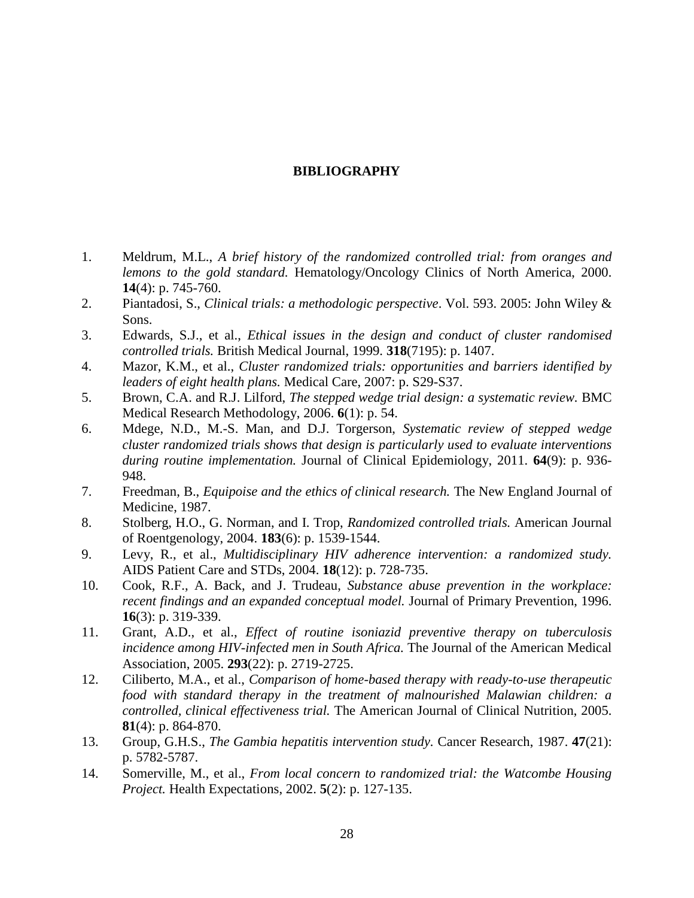# BIBLIOGRAPHY

1. Meldrum, M.L., *A brief history of the randomized controlled trial: from oranges and lemons to the gold standard.* Hematology/Oncology Clinics of North America, 2000. **14**(4): p. 745-760.
2. Piantadosi, S., *Clinical trials: a methodologic perspective*. Vol. 593. 2005: John Wiley & Sons.
3. Edwards, S.J., et al., *Ethical issues in the design and conduct of cluster randomised controlled trials.* British Medical Journal, 1999. **318**(7195): p. 1407.
4. Mazor, K.M., et al., *Cluster randomized trials: opportunities and barriers identified by leaders of eight health plans.* Medical Care, 2007: p. S29-S37.
5. Brown, C.A. and R.J. Lilford, *The stepped wedge trial design: a systematic review.* BMC Medical Research Methodology, 2006. **6**(1): p. 54.
6. Mdege, N.D., M.-S. Man, and D.J. Torgerson, *Systematic review of stepped wedge cluster randomized trials shows that design is particularly used to evaluate interventions during routine implementation.* Journal of Clinical Epidemiology, 2011. **64**(9): p. 936-948.
7. Freedman, B., *Equipoise and the ethics of clinical research.* The New England Journal of Medicine, 1987.
8. Stolberg, H.O., G. Norman, and I. Trop, *Randomized controlled trials.* American Journal of Roentgenology, 2004. **183**(6): p. 1539-1544.
9. Levy, R., et al., *Multidisciplinary HIV adherence intervention: a randomized study.* AIDS Patient Care and STDs, 2004. **18**(12): p. 728-735.
10. Cook, R.F., A. Back, and J. Trudeau, *Substance abuse prevention in the workplace: recent findings and an expanded conceptual model.* Journal of Primary Prevention, 1996. **16**(3): p. 319-339.
11. Grant, A.D., et al., *Effect of routine isoniazid preventive therapy on tuberculosis incidence among HIV-infected men in South Africa.* The Journal of the American Medical Association, 2005. **293**(22): p. 2719-2725.
12. Ciliberto, M.A., et al., *Comparison of home-based therapy with ready-to-use therapeutic food with standard therapy in the treatment of malnourished Malawian children: a controlled, clinical effectiveness trial.* The American Journal of Clinical Nutrition, 2005. **81**(4): p. 864-870.
13. Group, G.H.S., *The Gambia hepatitis intervention study.* Cancer Research, 1987. **47**(21): p. 5782-5787.
14. Somerville, M., et al., *From local concern to randomized trial: the Watcombe Housing Project.* Health Expectations, 2002. **5**(2): p. 127-135.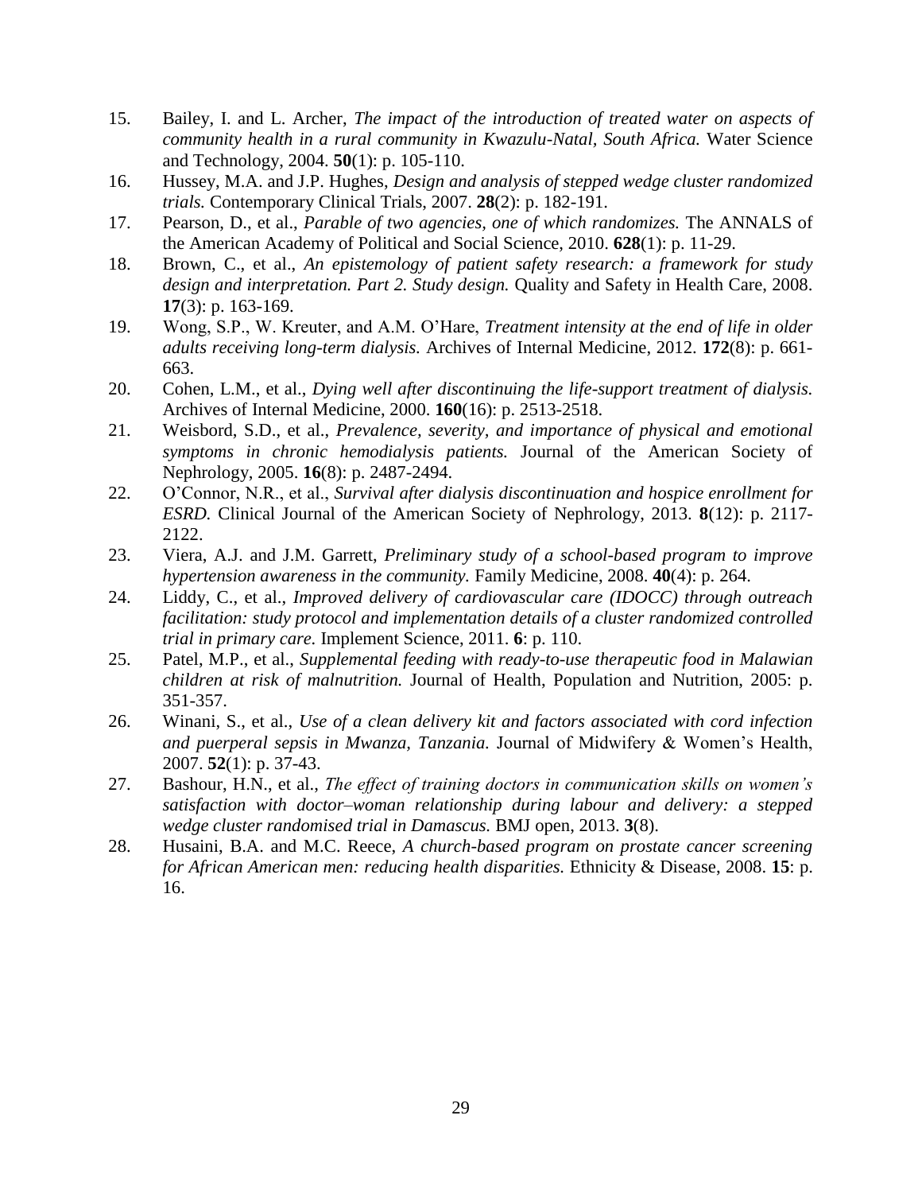15. Bailey, I. and L. Archer, *The impact of the introduction of treated water on aspects of community health in a rural community in Kwazulu-Natal, South Africa.* Water Science and Technology, 2004. **50**(1): p. 105-110.
16. Hussey, M.A. and J.P. Hughes, *Design and analysis of stepped wedge cluster randomized trials.* Contemporary Clinical Trials, 2007. **28**(2): p. 182-191.
17. Pearson, D., et al., *Parable of two agencies, one of which randomizes.* The ANNALS of the American Academy of Political and Social Science, 2010. **628**(1): p. 11-29.
18. Brown, C., et al., *An epistemology of patient safety research: a framework for study design and interpretation. Part 2. Study design.* Quality and Safety in Health Care, 2008. **17**(3): p. 163-169.
19. Wong, S.P., W. Kreuter, and A.M. O'Hare, *Treatment intensity at the end of life in older adults receiving long-term dialysis.* Archives of Internal Medicine, 2012. **172**(8): p. 661-663.
20. Cohen, L.M., et al., *Dying well after discontinuing the life-support treatment of dialysis.* Archives of Internal Medicine, 2000. **160**(16): p. 2513-2518.
21. Weisbord, S.D., et al., *Prevalence, severity, and importance of physical and emotional symptoms in chronic hemodialysis patients.* Journal of the American Society of Nephrology, 2005. **16**(8): p. 2487-2494.
22. O'Connor, N.R., et al., *Survival after dialysis discontinuation and hospice enrollment for ESRD.* Clinical Journal of the American Society of Nephrology, 2013. **8**(12): p. 2117-2122.
23. Viera, A.J. and J.M. Garrett, *Preliminary study of a school-based program to improve hypertension awareness in the community.* Family Medicine, 2008. **40**(4): p. 264.
24. Liddy, C., et al., *Improved delivery of cardiovascular care (IDOCC) through outreach facilitation: study protocol and implementation details of a cluster randomized controlled trial in primary care.* Implement Science, 2011. **6**: p. 110.
25. Patel, M.P., et al., *Supplemental feeding with ready-to-use therapeutic food in Malawian children at risk of malnutrition.* Journal of Health, Population and Nutrition, 2005: p. 351-357.
26. Winani, S., et al., *Use of a clean delivery kit and factors associated with cord infection and puerperal sepsis in Mwanza, Tanzania.* Journal of Midwifery & Women's Health, 2007. **52**(1): p. 37-43.
27. Bashour, H.N., et al., *The effect of training doctors in communication skills on women's satisfaction with doctor–woman relationship during labour and delivery: a stepped wedge cluster randomised trial in Damascus.* BMJ open, 2013. **3**(8).
28. Husaini, B.A. and M.C. Reece, *A church-based program on prostate cancer screening for African American men: reducing health disparities.* Ethnicity & Disease, 2008. **15**: p. 16.